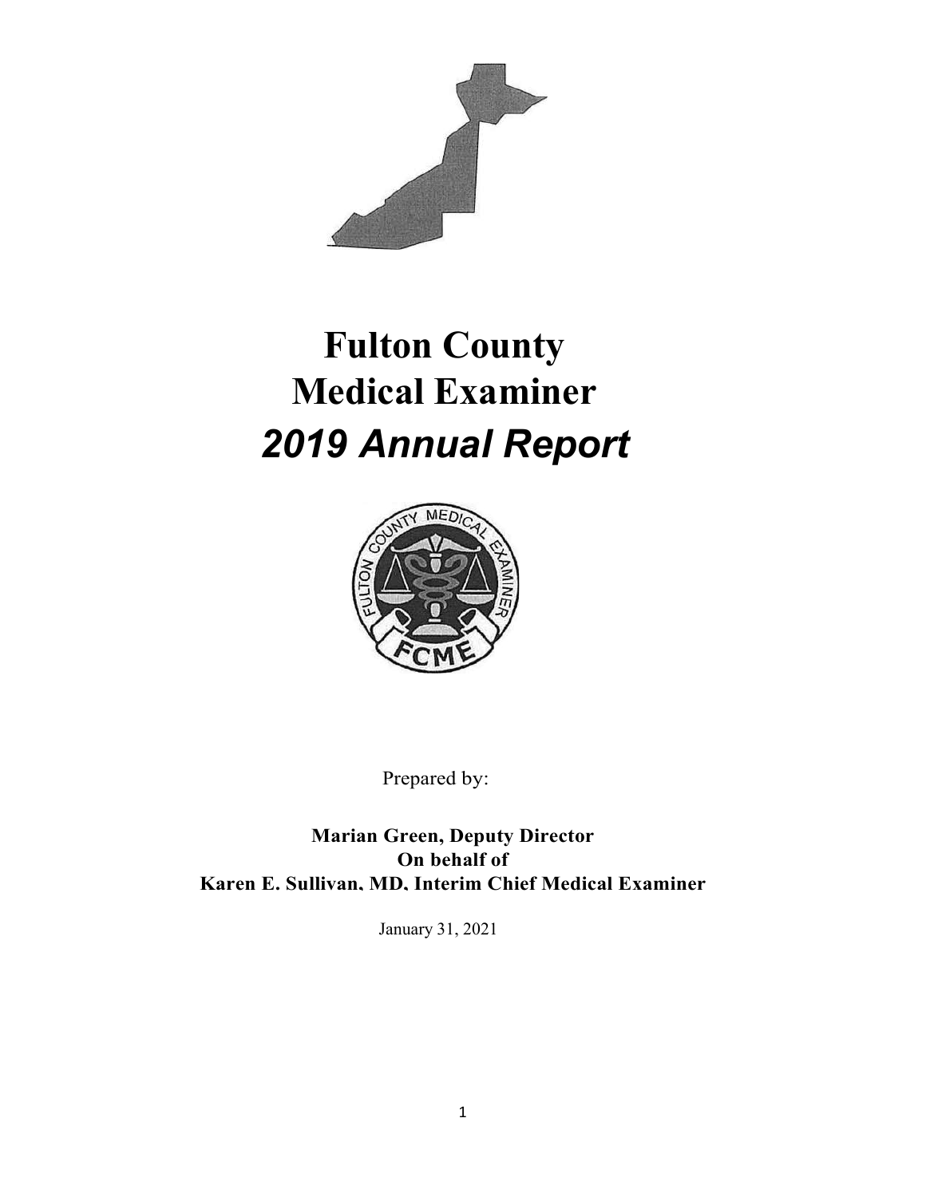# Fulton County Medical Examiner

## *2019 Annual Report*

Prepared by:

**Marian Green, Deputy Director**
**On behalf of**
**Karen E. Sullivan, MD, Interim Chief Medical Examiner**

January 31, 2021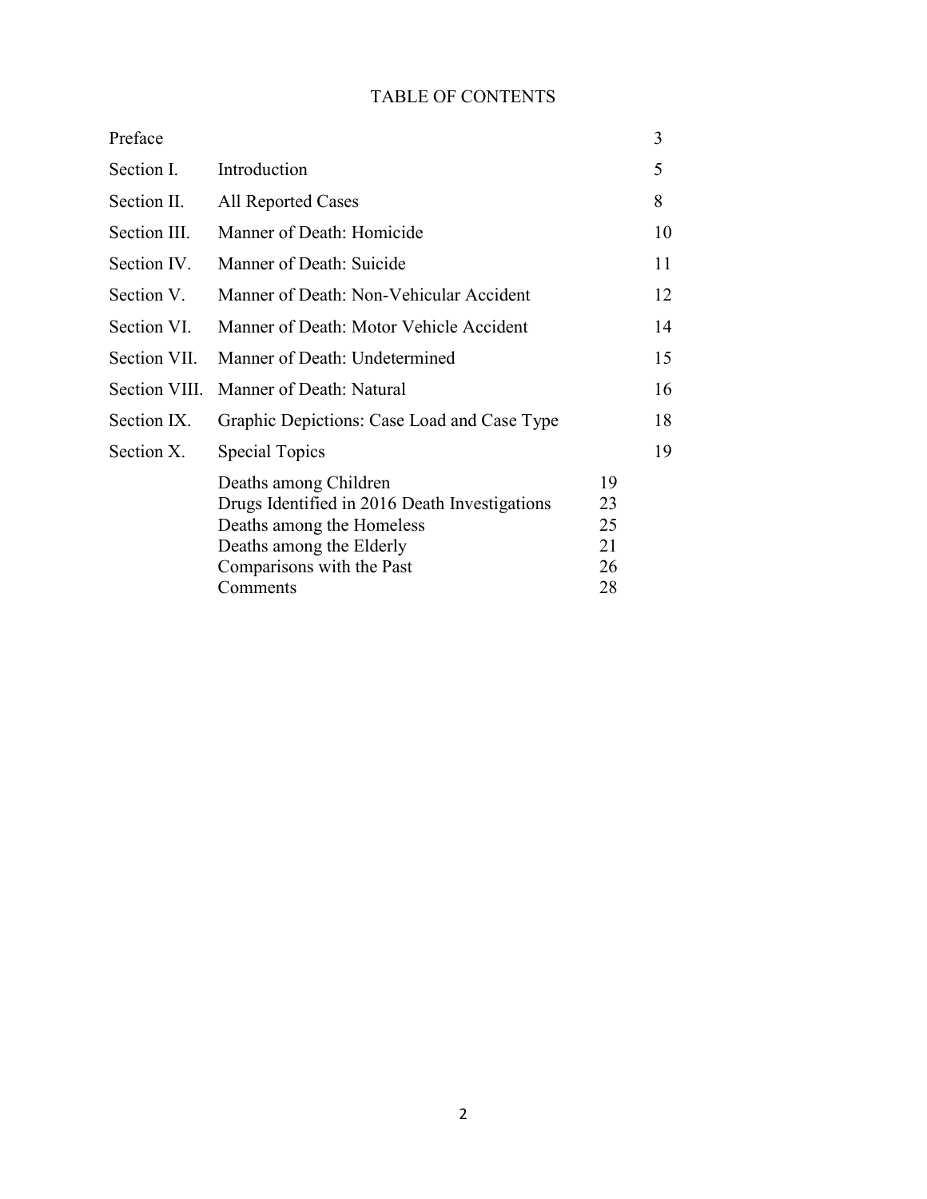# TABLE OF CONTENTS

| | | |
|---|---|---|
| Preface | | 3 |
| Section I. | Introduction | 5 |
| Section II. | All Reported Cases | 8 |
| Section III. | Manner of Death: Homicide | 10 |
| Section IV. | Manner of Death: Suicide | 11 |
| Section V. | Manner of Death: Non-Vehicular Accident | 12 |
| Section VI. | Manner of Death: Motor Vehicle Accident | 14 |
| Section VII. | Manner of Death: Undetermined | 15 |
| Section VIII. | Manner of Death: Natural | 16 |
| Section IX. | Graphic Depictions: Case Load and Case Type | 18 |
| Section X. | Special Topics | 19 |
| | Deaths among Children — 19 | |
| | Drugs Identified in 2016 Death Investigations — 23 | |
| | Deaths among the Homeless — 25 | |
| | Deaths among the Elderly — 21 | |
| | Comparisons with the Past — 26 | |
| | Comments — 28 | |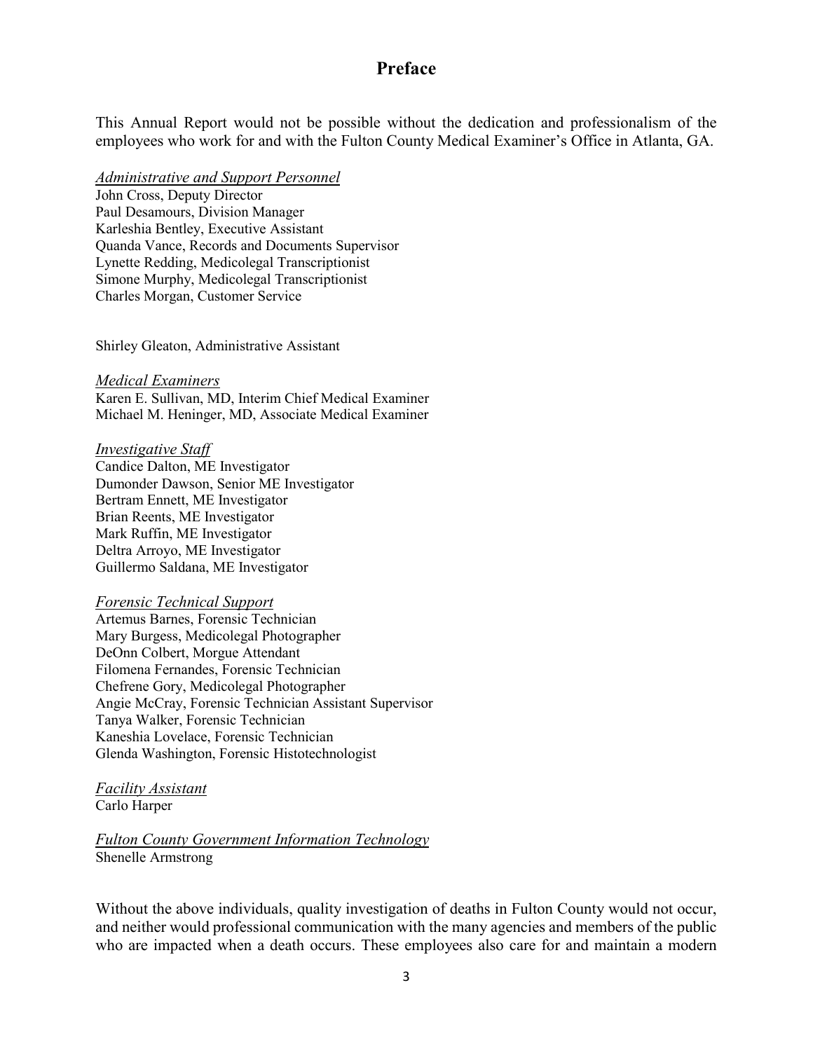## Preface

This Annual Report would not be possible without the dedication and professionalism of the employees who work for and with the Fulton County Medical Examiner's Office in Atlanta, GA.

*Administrative and Support Personnel*
John Cross, Deputy Director
Paul Desamours, Division Manager
Karleshia Bentley, Executive Assistant
Quanda Vance, Records and Documents Supervisor
Lynette Redding, Medicolegal Transcriptionist
Simone Murphy, Medicolegal Transcriptionist
Charles Morgan, Customer Service

Shirley Gleaton, Administrative Assistant

*Medical Examiners*
Karen E. Sullivan, MD, Interim Chief Medical Examiner
Michael M. Heninger, MD, Associate Medical Examiner

*Investigative Staff*
Candice Dalton, ME Investigator
Dumonder Dawson, Senior ME Investigator
Bertram Ennett, ME Investigator
Brian Reents, ME Investigator
Mark Ruffin, ME Investigator
Deltra Arroyo, ME Investigator
Guillermo Saldana, ME Investigator

*Forensic Technical Support*
Artemus Barnes, Forensic Technician
Mary Burgess, Medicolegal Photographer
DeOnn Colbert, Morgue Attendant
Filomena Fernandes, Forensic Technician
Chefrene Gory, Medicolegal Photographer
Angie McCray, Forensic Technician Assistant Supervisor
Tanya Walker, Forensic Technician
Kaneshia Lovelace, Forensic Technician
Glenda Washington, Forensic Histotechnologist

*Facility Assistant*
Carlo Harper

*Fulton County Government Information Technology*
Shenelle Armstrong

Without the above individuals, quality investigation of deaths in Fulton County would not occur, and neither would professional communication with the many agencies and members of the public who are impacted when a death occurs. These employees also care for and maintain a modern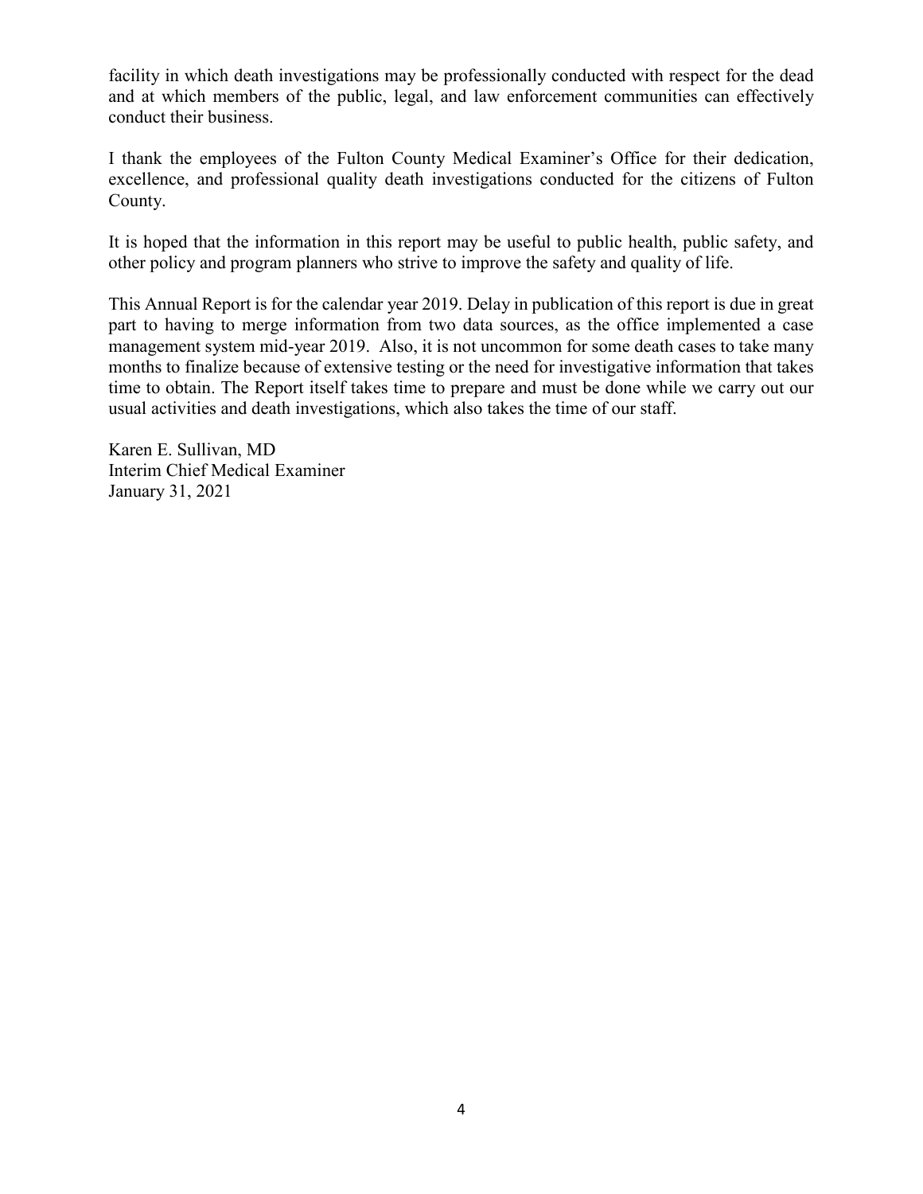facility in which death investigations may be professionally conducted with respect for the dead and at which members of the public, legal, and law enforcement communities can effectively conduct their business.

I thank the employees of the Fulton County Medical Examiner's Office for their dedication, excellence, and professional quality death investigations conducted for the citizens of Fulton County.

It is hoped that the information in this report may be useful to public health, public safety, and other policy and program planners who strive to improve the safety and quality of life.

This Annual Report is for the calendar year 2019. Delay in publication of this report is due in great part to having to merge information from two data sources, as the office implemented a case management system mid-year 2019. Also, it is not uncommon for some death cases to take many months to finalize because of extensive testing or the need for investigative information that takes time to obtain. The Report itself takes time to prepare and must be done while we carry out our usual activities and death investigations, which also takes the time of our staff.

Karen E. Sullivan, MD  
Interim Chief Medical Examiner  
January 31, 2021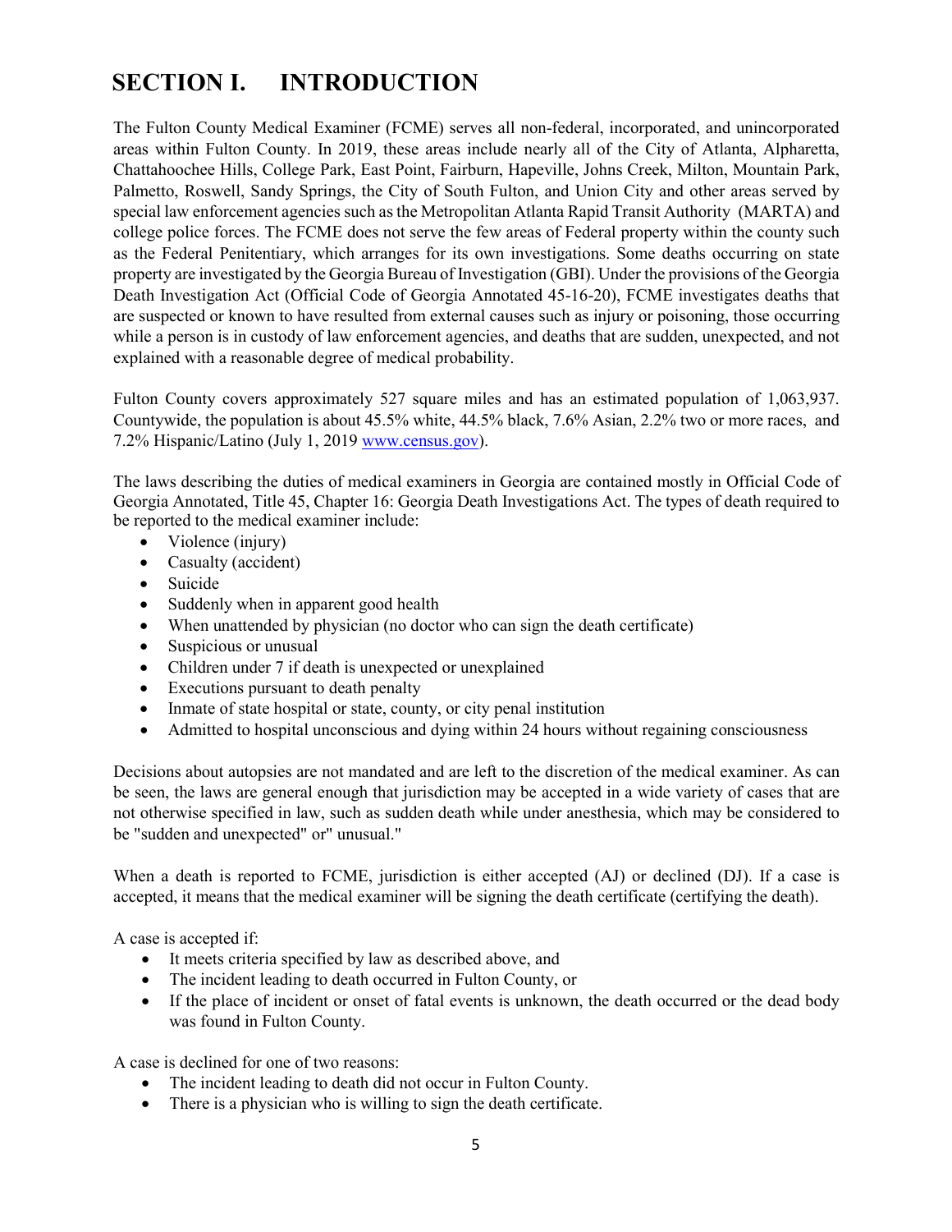# SECTION I. INTRODUCTION

The Fulton County Medical Examiner (FCME) serves all non-federal, incorporated, and unincorporated areas within Fulton County. In 2019, these areas include nearly all of the City of Atlanta, Alpharetta, Chattahoochee Hills, College Park, East Point, Fairburn, Hapeville, Johns Creek, Milton, Mountain Park, Palmetto, Roswell, Sandy Springs, the City of South Fulton, and Union City and other areas served by special law enforcement agencies such as the Metropolitan Atlanta Rapid Transit Authority (MARTA) and college police forces. The FCME does not serve the few areas of Federal property within the county such as the Federal Penitentiary, which arranges for its own investigations. Some deaths occurring on state property are investigated by the Georgia Bureau of Investigation (GBI). Under the provisions of the Georgia Death Investigation Act (Official Code of Georgia Annotated 45-16-20), FCME investigates deaths that are suspected or known to have resulted from external causes such as injury or poisoning, those occurring while a person is in custody of law enforcement agencies, and deaths that are sudden, unexpected, and not explained with a reasonable degree of medical probability.

Fulton County covers approximately 527 square miles and has an estimated population of 1,063,937. Countywide, the population is about 45.5% white, 44.5% black, 7.6% Asian, 2.2% two or more races, and 7.2% Hispanic/Latino (July 1, 2019 www.census.gov).

The laws describing the duties of medical examiners in Georgia are contained mostly in Official Code of Georgia Annotated, Title 45, Chapter 16: Georgia Death Investigations Act. The types of death required to be reported to the medical examiner include:

- Violence (injury)
- Casualty (accident)
- Suicide
- Suddenly when in apparent good health
- When unattended by physician (no doctor who can sign the death certificate)
- Suspicious or unusual
- Children under 7 if death is unexpected or unexplained
- Executions pursuant to death penalty
- Inmate of state hospital or state, county, or city penal institution
- Admitted to hospital unconscious and dying within 24 hours without regaining consciousness

Decisions about autopsies are not mandated and are left to the discretion of the medical examiner. As can be seen, the laws are general enough that jurisdiction may be accepted in a wide variety of cases that are not otherwise specified in law, such as sudden death while under anesthesia, which may be considered to be "sudden and unexpected" or" unusual."

When a death is reported to FCME, jurisdiction is either accepted (AJ) or declined (DJ). If a case is accepted, it means that the medical examiner will be signing the death certificate (certifying the death).

A case is accepted if:

- It meets criteria specified by law as described above, and
- The incident leading to death occurred in Fulton County, or
- If the place of incident or onset of fatal events is unknown, the death occurred or the dead body was found in Fulton County.

A case is declined for one of two reasons:

- The incident leading to death did not occur in Fulton County.
- There is a physician who is willing to sign the death certificate.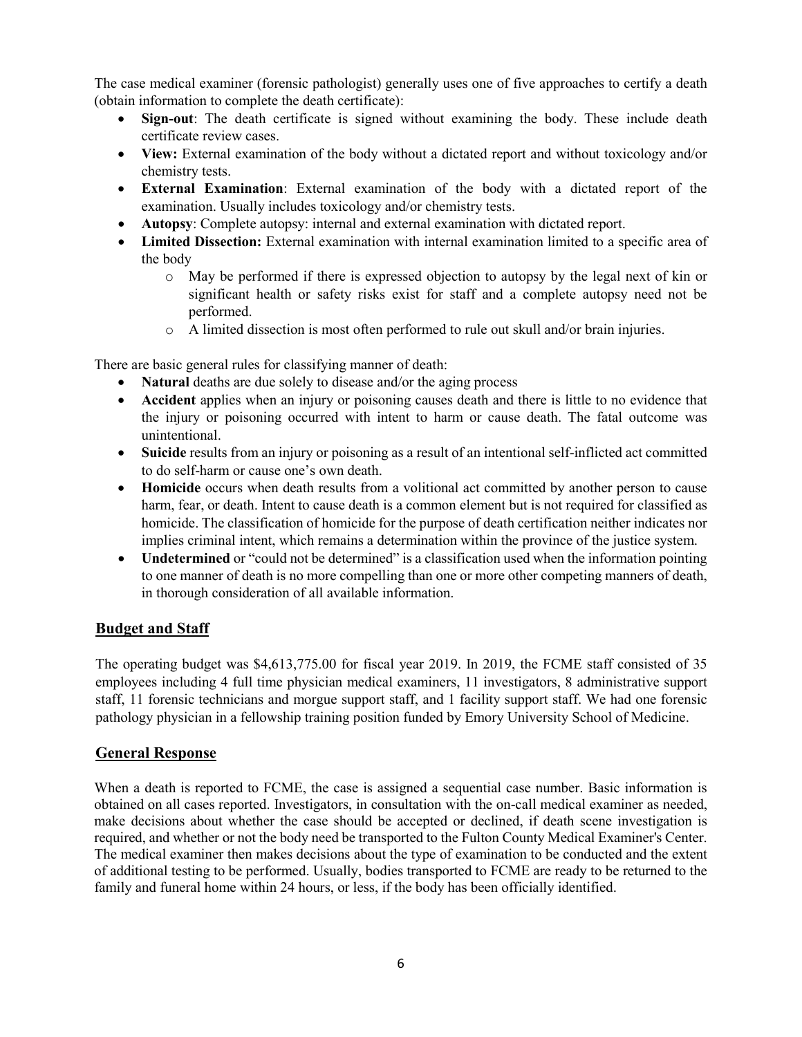The case medical examiner (forensic pathologist) generally uses one of five approaches to certify a death (obtain information to complete the death certificate):

- **Sign-out**: The death certificate is signed without examining the body. These include death certificate review cases.
- **View:** External examination of the body without a dictated report and without toxicology and/or chemistry tests.
- **External Examination**: External examination of the body with a dictated report of the examination. Usually includes toxicology and/or chemistry tests.
- **Autopsy**: Complete autopsy: internal and external examination with dictated report.
- **Limited Dissection:** External examination with internal examination limited to a specific area of the body
  - May be performed if there is expressed objection to autopsy by the legal next of kin or significant health or safety risks exist for staff and a complete autopsy need not be performed.
  - A limited dissection is most often performed to rule out skull and/or brain injuries.

There are basic general rules for classifying manner of death:

- **Natural** deaths are due solely to disease and/or the aging process
- **Accident** applies when an injury or poisoning causes death and there is little to no evidence that the injury or poisoning occurred with intent to harm or cause death. The fatal outcome was unintentional.
- **Suicide** results from an injury or poisoning as a result of an intentional self-inflicted act committed to do self-harm or cause one's own death.
- **Homicide** occurs when death results from a volitional act committed by another person to cause harm, fear, or death. Intent to cause death is a common element but is not required for classified as homicide. The classification of homicide for the purpose of death certification neither indicates nor implies criminal intent, which remains a determination within the province of the justice system.
- **Undetermined** or "could not be determined" is a classification used when the information pointing to one manner of death is no more compelling than one or more other competing manners of death, in thorough consideration of all available information.

## Budget and Staff

The operating budget was $4,613,775.00 for fiscal year 2019. In 2019, the FCME staff consisted of 35 employees including 4 full time physician medical examiners, 11 investigators, 8 administrative support staff, 11 forensic technicians and morgue support staff, and 1 facility support staff. We had one forensic pathology physician in a fellowship training position funded by Emory University School of Medicine.

## General Response

When a death is reported to FCME, the case is assigned a sequential case number. Basic information is obtained on all cases reported. Investigators, in consultation with the on-call medical examiner as needed, make decisions about whether the case should be accepted or declined, if death scene investigation is required, and whether or not the body need be transported to the Fulton County Medical Examiner's Center. The medical examiner then makes decisions about the type of examination to be conducted and the extent of additional testing to be performed. Usually, bodies transported to FCME are ready to be returned to the family and funeral home within 24 hours, or less, if the body has been officially identified.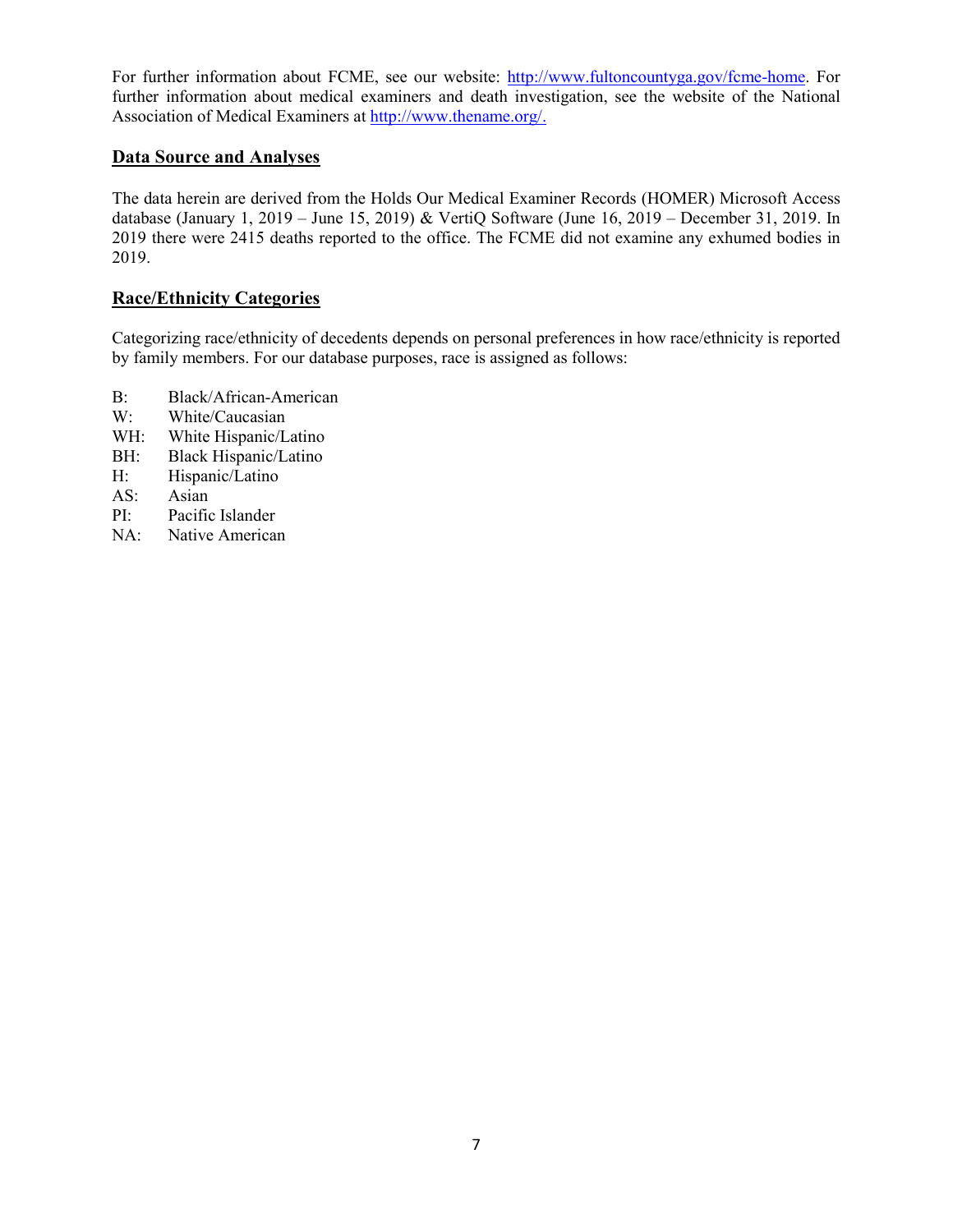For further information about FCME, see our website: [http://www.fultoncountyga.gov/fcme-home](http://www.fultoncountyga.gov/fcme-home). For further information about medical examiners and death investigation, see the website of the National Association of Medical Examiners at [http://www.thename.org/.](http://www.thename.org/)

## Data Source and Analyses

The data herein are derived from the Holds Our Medical Examiner Records (HOMER) Microsoft Access database (January 1, 2019 – June 15, 2019) & VertiQ Software (June 16, 2019 – December 31, 2019. In 2019 there were 2415 deaths reported to the office. The FCME did not examine any exhumed bodies in 2019.

## Race/Ethnicity Categories

Categorizing race/ethnicity of decedents depends on personal preferences in how race/ethnicity is reported by family members. For our database purposes, race is assigned as follows:

B: Black/African-American
W: White/Caucasian
WH: White Hispanic/Latino
BH: Black Hispanic/Latino
H: Hispanic/Latino
AS: Asian
PI: Pacific Islander
NA: Native American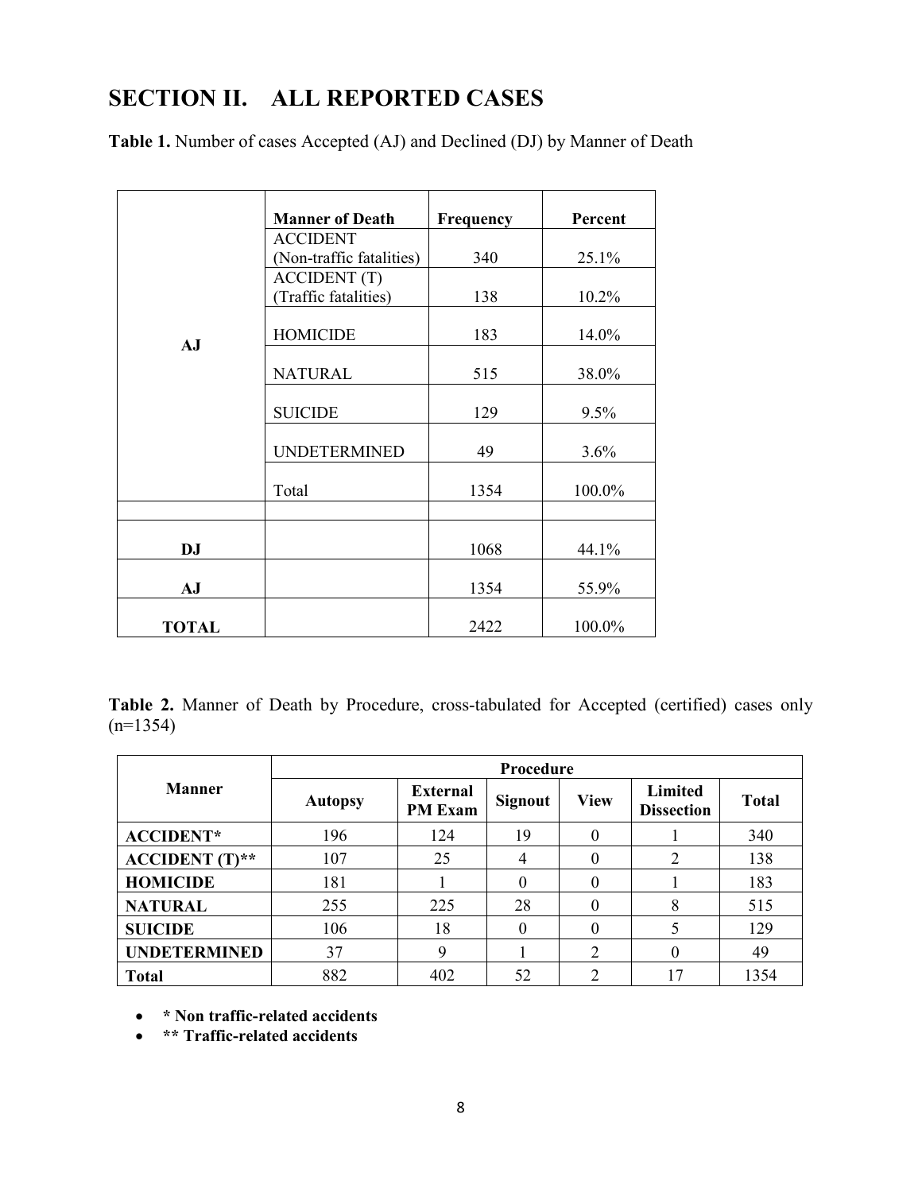## SECTION II. ALL REPORTED CASES

**Table 1.** Number of cases Accepted (AJ) and Declined (DJ) by Manner of Death

| | Manner of Death | Frequency | Percent |
|---|---|---|---|
| AJ | ACCIDENT (Non-traffic fatalities) | 340 | 25.1% |
| | ACCIDENT (T) (Traffic fatalities) | 138 | 10.2% |
| | HOMICIDE | 183 | 14.0% |
| | NATURAL | 515 | 38.0% |
| | SUICIDE | 129 | 9.5% |
| | UNDETERMINED | 49 | 3.6% |
| | Total | 1354 | 100.0% |
| | | | |
| **DJ** | | 1068 | 44.1% |
| **AJ** | | 1354 | 55.9% |
| **TOTAL** | | 2422 | 100.0% |

**Table 2.** Manner of Death by Procedure, cross-tabulated for Accepted (certified) cases only (n=1354)

| Manner | Procedure | | | | | |
|---|---|---|---|---|---|---|
| | Autopsy | External PM Exam | Signout | View | Limited Dissection | Total |
| **ACCIDENT*** | 196 | 124 | 19 | 0 | 1 | 340 |
| **ACCIDENT (T)**** | 107 | 25 | 4 | 0 | 2 | 138 |
| **HOMICIDE** | 181 | 1 | 0 | 0 | 1 | 183 |
| **NATURAL** | 255 | 225 | 28 | 0 | 8 | 515 |
| **SUICIDE** | 106 | 18 | 0 | 0 | 5 | 129 |
| **UNDETERMINED** | 37 | 9 | 1 | 2 | 0 | 49 |
| **Total** | 882 | 402 | 52 | 2 | 17 | 1354 |

- **\* Non traffic-related accidents**
- **\*\* Traffic-related accidents**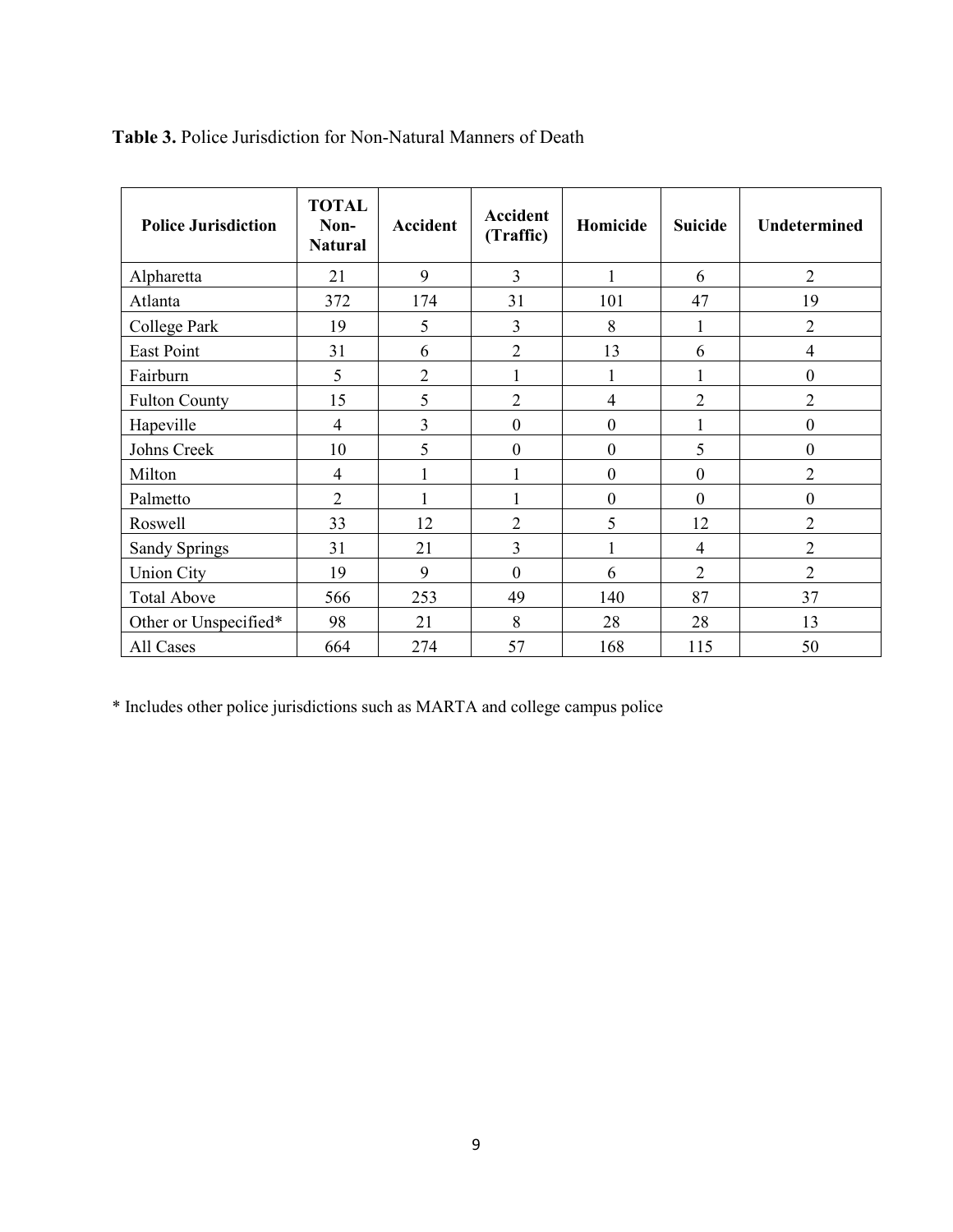**Table 3.** Police Jurisdiction for Non-Natural Manners of Death

| Police Jurisdiction | TOTAL Non-Natural | Accident | Accident (Traffic) | Homicide | Suicide | Undetermined |
|---|---|---|---|---|---|---|
| Alpharetta | 21 | 9 | 3 | 1 | 6 | 2 |
| Atlanta | 372 | 174 | 31 | 101 | 47 | 19 |
| College Park | 19 | 5 | 3 | 8 | 1 | 2 |
| East Point | 31 | 6 | 2 | 13 | 6 | 4 |
| Fairburn | 5 | 2 | 1 | 1 | 1 | 0 |
| Fulton County | 15 | 5 | 2 | 4 | 2 | 2 |
| Hapeville | 4 | 3 | 0 | 0 | 1 | 0 |
| Johns Creek | 10 | 5 | 0 | 0 | 5 | 0 |
| Milton | 4 | 1 | 1 | 0 | 0 | 2 |
| Palmetto | 2 | 1 | 1 | 0 | 0 | 0 |
| Roswell | 33 | 12 | 2 | 5 | 12 | 2 |
| Sandy Springs | 31 | 21 | 3 | 1 | 4 | 2 |
| Union City | 19 | 9 | 0 | 6 | 2 | 2 |
| Total Above | 566 | 253 | 49 | 140 | 87 | 37 |
| Other or Unspecified* | 98 | 21 | 8 | 28 | 28 | 13 |
| All Cases | 664 | 274 | 57 | 168 | 115 | 50 |

* Includes other police jurisdictions such as MARTA and college campus police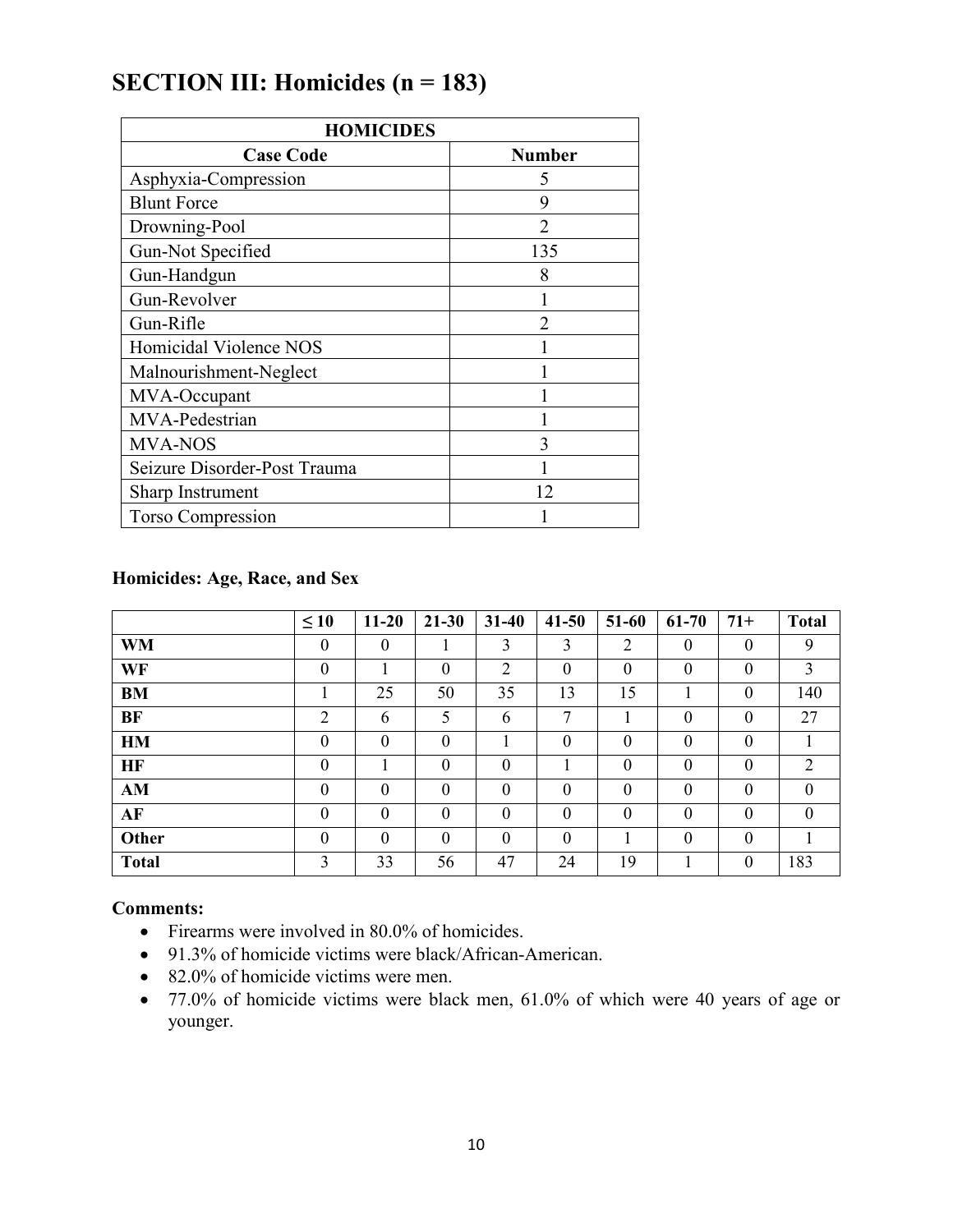# SECTION III: Homicides (n = 183)

| HOMICIDES | |
|---|---|
| **Case Code** | **Number** |
| Asphyxia-Compression | 5 |
| Blunt Force | 9 |
| Drowning-Pool | 2 |
| Gun-Not Specified | 135 |
| Gun-Handgun | 8 |
| Gun-Revolver | 1 |
| Gun-Rifle | 2 |
| Homicidal Violence NOS | 1 |
| Malnourishment-Neglect | 1 |
| MVA-Occupant | 1 |
| MVA-Pedestrian | 1 |
| MVA-NOS | 3 |
| Seizure Disorder-Post Trauma | 1 |
| Sharp Instrument | 12 |
| Torso Compression | 1 |

**Homicides: Age, Race, and Sex**

| | ≤ 10 | 11-20 | 21-30 | 31-40 | 41-50 | 51-60 | 61-70 | 71+ | Total |
|---|---|---|---|---|---|---|---|---|---|
| **WM** | 0 | 0 | 1 | 3 | 3 | 2 | 0 | 0 | 9 |
| **WF** | 0 | 1 | 0 | 2 | 0 | 0 | 0 | 0 | 3 |
| **BM** | 1 | 25 | 50 | 35 | 13 | 15 | 1 | 0 | 140 |
| **BF** | 2 | 6 | 5 | 6 | 7 | 1 | 0 | 0 | 27 |
| **HM** | 0 | 0 | 0 | 1 | 0 | 0 | 0 | 0 | 1 |
| **HF** | 0 | 1 | 0 | 0 | 1 | 0 | 0 | 0 | 2 |
| **AM** | 0 | 0 | 0 | 0 | 0 | 0 | 0 | 0 | 0 |
| **AF** | 0 | 0 | 0 | 0 | 0 | 0 | 0 | 0 | 0 |
| **Other** | 0 | 0 | 0 | 0 | 0 | 1 | 0 | 0 | 1 |
| **Total** | 3 | 33 | 56 | 47 | 24 | 19 | 1 | 0 | 183 |

**Comments:**

- Firearms were involved in 80.0% of homicides.
- 91.3% of homicide victims were black/African-American.
- 82.0% of homicide victims were men.
- 77.0% of homicide victims were black men, 61.0% of which were 40 years of age or younger.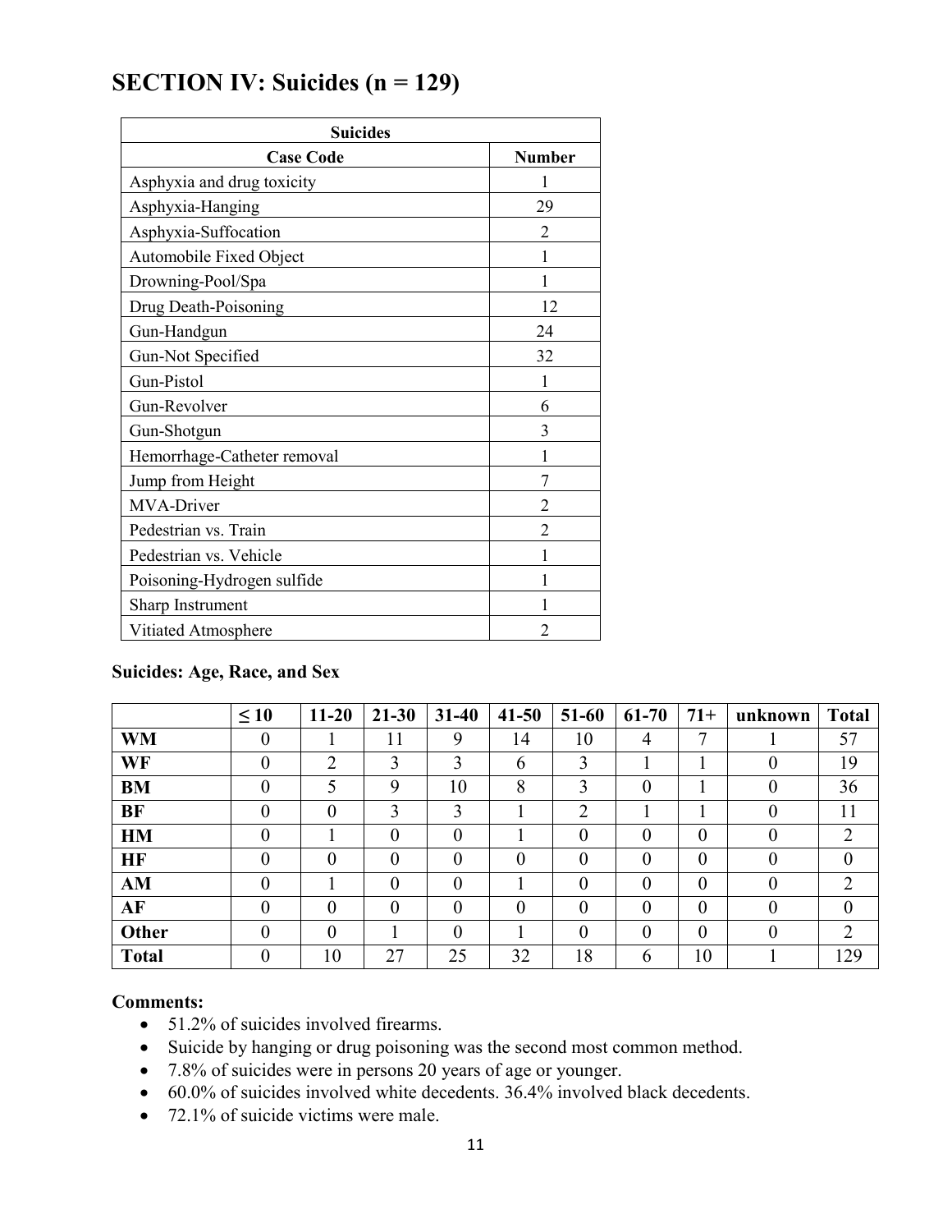# SECTION IV: Suicides (n = 129)

| Suicides | |
|---|---|
| **Case Code** | **Number** |
| Asphyxia and drug toxicity | 1 |
| Asphyxia-Hanging | 29 |
| Asphyxia-Suffocation | 2 |
| Automobile Fixed Object | 1 |
| Drowning-Pool/Spa | 1 |
| Drug Death-Poisoning | 12 |
| Gun-Handgun | 24 |
| Gun-Not Specified | 32 |
| Gun-Pistol | 1 |
| Gun-Revolver | 6 |
| Gun-Shotgun | 3 |
| Hemorrhage-Catheter removal | 1 |
| Jump from Height | 7 |
| MVA-Driver | 2 |
| Pedestrian vs. Train | 2 |
| Pedestrian vs. Vehicle | 1 |
| Poisoning-Hydrogen sulfide | 1 |
| Sharp Instrument | 1 |
| Vitiated Atmosphere | 2 |

**Suicides: Age, Race, and Sex**

| | ≤ 10 | 11-20 | 21-30 | 31-40 | 41-50 | 51-60 | 61-70 | 71+ | unknown | Total |
|---|---|---|---|---|---|---|---|---|---|---|
| **WM** | 0 | 1 | 11 | 9 | 14 | 10 | 4 | 7 | 1 | 57 |
| **WF** | 0 | 2 | 3 | 3 | 6 | 3 | 1 | 1 | 0 | 19 |
| **BM** | 0 | 5 | 9 | 10 | 8 | 3 | 0 | 1 | 0 | 36 |
| **BF** | 0 | 0 | 3 | 3 | 1 | 2 | 1 | 1 | 0 | 11 |
| **HM** | 0 | 1 | 0 | 0 | 1 | 0 | 0 | 0 | 0 | 2 |
| **HF** | 0 | 0 | 0 | 0 | 0 | 0 | 0 | 0 | 0 | 0 |
| **AM** | 0 | 1 | 0 | 0 | 1 | 0 | 0 | 0 | 0 | 2 |
| **AF** | 0 | 0 | 0 | 0 | 0 | 0 | 0 | 0 | 0 | 0 |
| **Other** | 0 | 0 | 1 | 0 | 1 | 0 | 0 | 0 | 0 | 2 |
| **Total** | 0 | 10 | 27 | 25 | 32 | 18 | 6 | 10 | 1 | 129 |

**Comments:**

- 51.2% of suicides involved firearms.
- Suicide by hanging or drug poisoning was the second most common method.
- 7.8% of suicides were in persons 20 years of age or younger.
- 60.0% of suicides involved white decedents. 36.4% involved black decedents.
- 72.1% of suicide victims were male.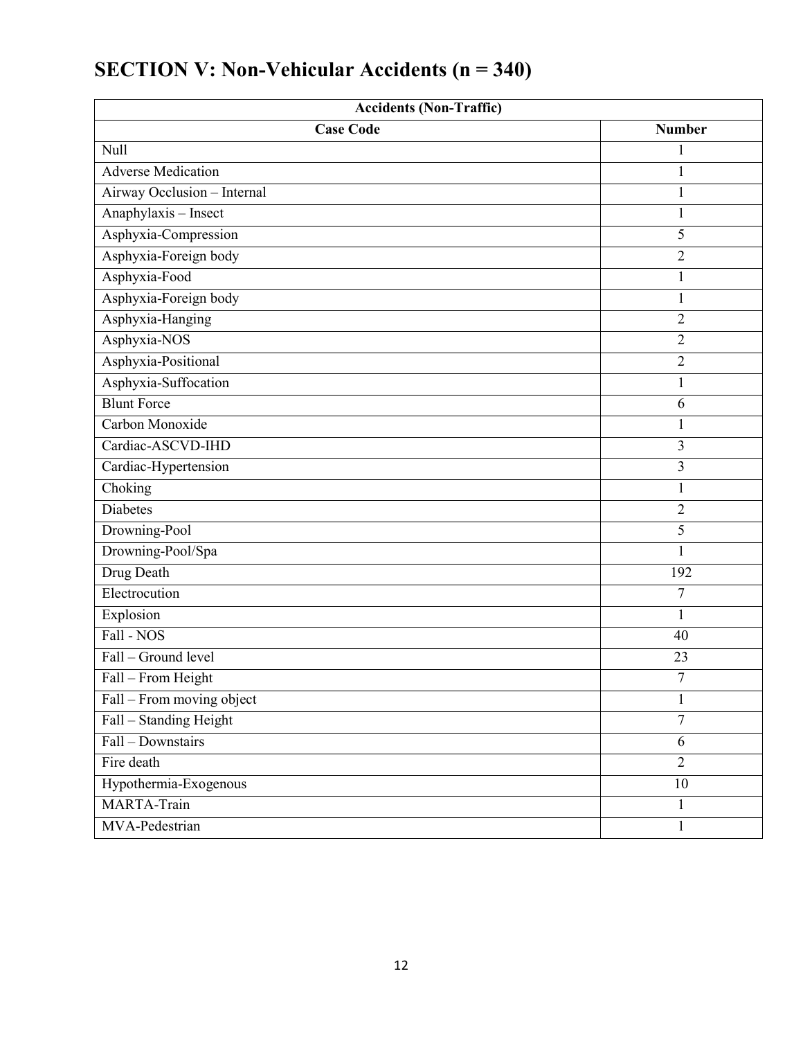## SECTION V: Non-Vehicular Accidents (n = 340)

| Accidents (Non-Traffic) | |
|---|---|
| **Case Code** | **Number** |
| Null | 1 |
| Adverse Medication | 1 |
| Airway Occlusion – Internal | 1 |
| Anaphylaxis – Insect | 1 |
| Asphyxia-Compression | 5 |
| Asphyxia-Foreign body | 2 |
| Asphyxia-Food | 1 |
| Asphyxia-Foreign body | 1 |
| Asphyxia-Hanging | 2 |
| Asphyxia-NOS | 2 |
| Asphyxia-Positional | 2 |
| Asphyxia-Suffocation | 1 |
| Blunt Force | 6 |
| Carbon Monoxide | 1 |
| Cardiac-ASCVD-IHD | 3 |
| Cardiac-Hypertension | 3 |
| Choking | 1 |
| Diabetes | 2 |
| Drowning-Pool | 5 |
| Drowning-Pool/Spa | 1 |
| Drug Death | 192 |
| Electrocution | 7 |
| Explosion | 1 |
| Fall - NOS | 40 |
| Fall – Ground level | 23 |
| Fall – From Height | 7 |
| Fall – From moving object | 1 |
| Fall – Standing Height | 7 |
| Fall – Downstairs | 6 |
| Fire death | 2 |
| Hypothermia-Exogenous | 10 |
| MARTA-Train | 1 |
| MVA-Pedestrian | 1 |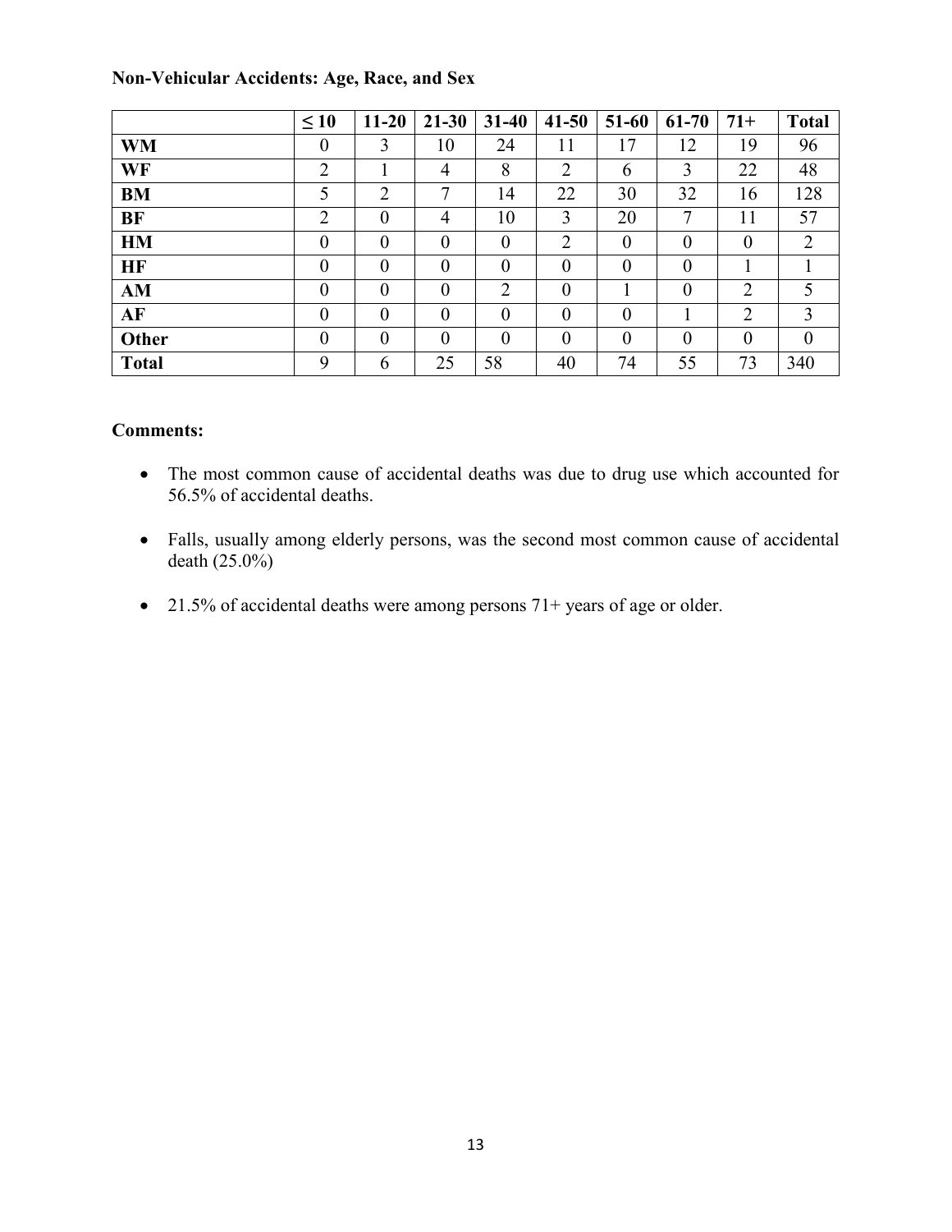**Non-Vehicular Accidents: Age, Race, and Sex**

| | ≤ 10 | 11-20 | 21-30 | 31-40 | 41-50 | 51-60 | 61-70 | 71+ | Total |
|---|---|---|---|---|---|---|---|---|---|
| **WM** | 0 | 3 | 10 | 24 | 11 | 17 | 12 | 19 | 96 |
| **WF** | 2 | 1 | 4 | 8 | 2 | 6 | 3 | 22 | 48 |
| **BM** | 5 | 2 | 7 | 14 | 22 | 30 | 32 | 16 | 128 |
| **BF** | 2 | 0 | 4 | 10 | 3 | 20 | 7 | 11 | 57 |
| **HM** | 0 | 0 | 0 | 0 | 2 | 0 | 0 | 0 | 2 |
| **HF** | 0 | 0 | 0 | 0 | 0 | 0 | 0 | 1 | 1 |
| **AM** | 0 | 0 | 0 | 2 | 0 | 1 | 0 | 2 | 5 |
| **AF** | 0 | 0 | 0 | 0 | 0 | 0 | 1 | 2 | 3 |
| **Other** | 0 | 0 | 0 | 0 | 0 | 0 | 0 | 0 | 0 |
| **Total** | 9 | 6 | 25 | 58 | 40 | 74 | 55 | 73 | 340 |

**Comments:**

- The most common cause of accidental deaths was due to drug use which accounted for 56.5% of accidental deaths.
- Falls, usually among elderly persons, was the second most common cause of accidental death (25.0%)
- 21.5% of accidental deaths were among persons 71+ years of age or older.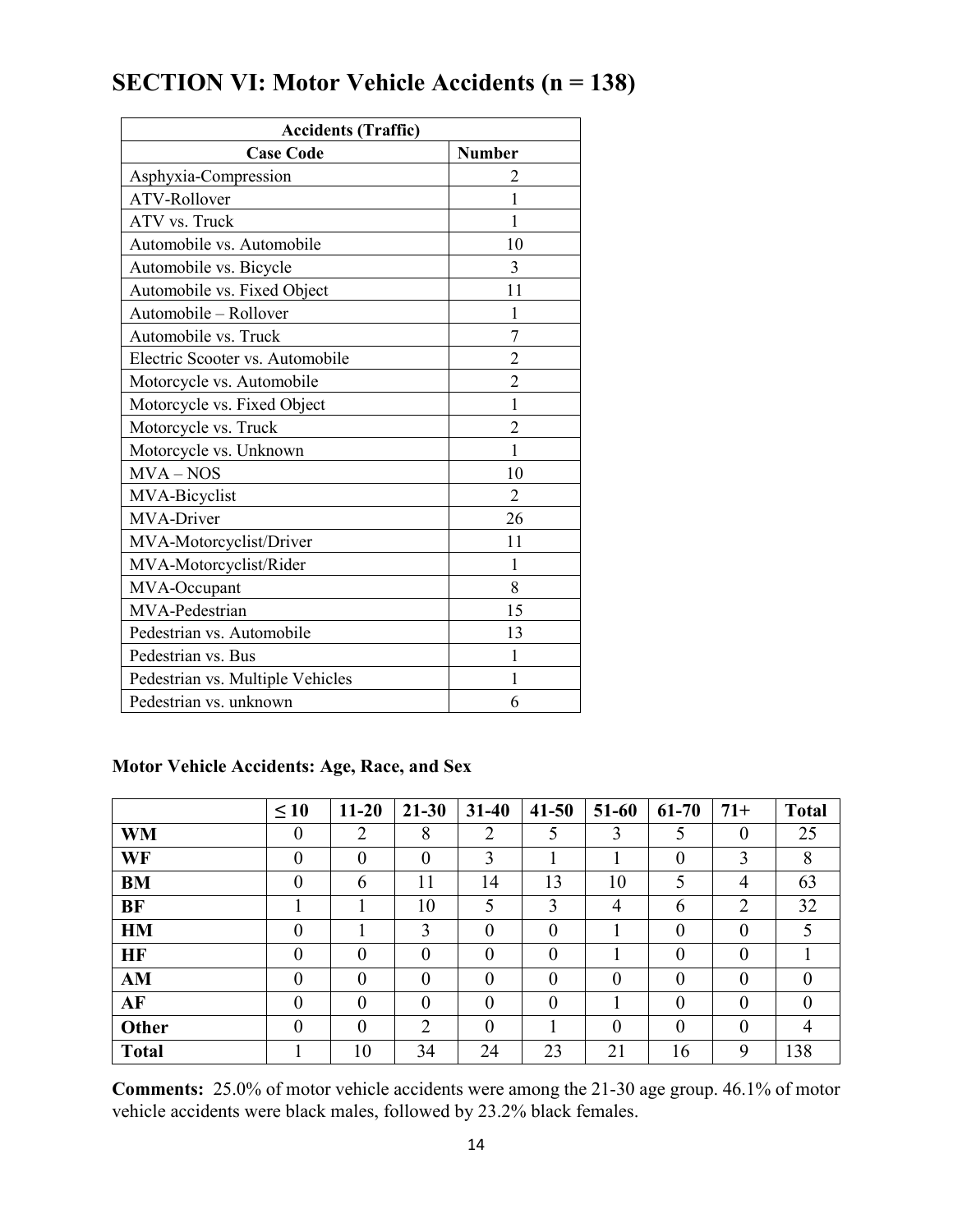# SECTION VI: Motor Vehicle Accidents (n = 138)

| Accidents (Traffic) | |
|---|---|
| **Case Code** | **Number** |
| Asphyxia-Compression | 2 |
| ATV-Rollover | 1 |
| ATV vs. Truck | 1 |
| Automobile vs. Automobile | 10 |
| Automobile vs. Bicycle | 3 |
| Automobile vs. Fixed Object | 11 |
| Automobile – Rollover | 1 |
| Automobile vs. Truck | 7 |
| Electric Scooter vs. Automobile | 2 |
| Motorcycle vs. Automobile | 2 |
| Motorcycle vs. Fixed Object | 1 |
| Motorcycle vs. Truck | 2 |
| Motorcycle vs. Unknown | 1 |
| MVA – NOS | 10 |
| MVA-Bicyclist | 2 |
| MVA-Driver | 26 |
| MVA-Motorcyclist/Driver | 11 |
| MVA-Motorcyclist/Rider | 1 |
| MVA-Occupant | 8 |
| MVA-Pedestrian | 15 |
| Pedestrian vs. Automobile | 13 |
| Pedestrian vs. Bus | 1 |
| Pedestrian vs. Multiple Vehicles | 1 |
| Pedestrian vs. unknown | 6 |

**Motor Vehicle Accidents: Age, Race, and Sex**

| | ≤ 10 | 11-20 | 21-30 | 31-40 | 41-50 | 51-60 | 61-70 | 71+ | Total |
|---|---|---|---|---|---|---|---|---|---|
| **WM** | 0 | 2 | 8 | 2 | 5 | 3 | 5 | 0 | 25 |
| **WF** | 0 | 0 | 0 | 3 | 1 | 1 | 0 | 3 | 8 |
| **BM** | 0 | 6 | 11 | 14 | 13 | 10 | 5 | 4 | 63 |
| **BF** | 1 | 1 | 10 | 5 | 3 | 4 | 6 | 2 | 32 |
| **HM** | 0 | 1 | 3 | 0 | 0 | 1 | 0 | 0 | 5 |
| **HF** | 0 | 0 | 0 | 0 | 0 | 1 | 0 | 0 | 1 |
| **AM** | 0 | 0 | 0 | 0 | 0 | 0 | 0 | 0 | 0 |
| **AF** | 0 | 0 | 0 | 0 | 0 | 1 | 0 | 0 | 0 |
| **Other** | 0 | 0 | 2 | 0 | 1 | 0 | 0 | 0 | 4 |
| **Total** | 1 | 10 | 34 | 24 | 23 | 21 | 16 | 9 | 138 |

**Comments:** 25.0% of motor vehicle accidents were among the 21-30 age group. 46.1% of motor vehicle accidents were black males, followed by 23.2% black females.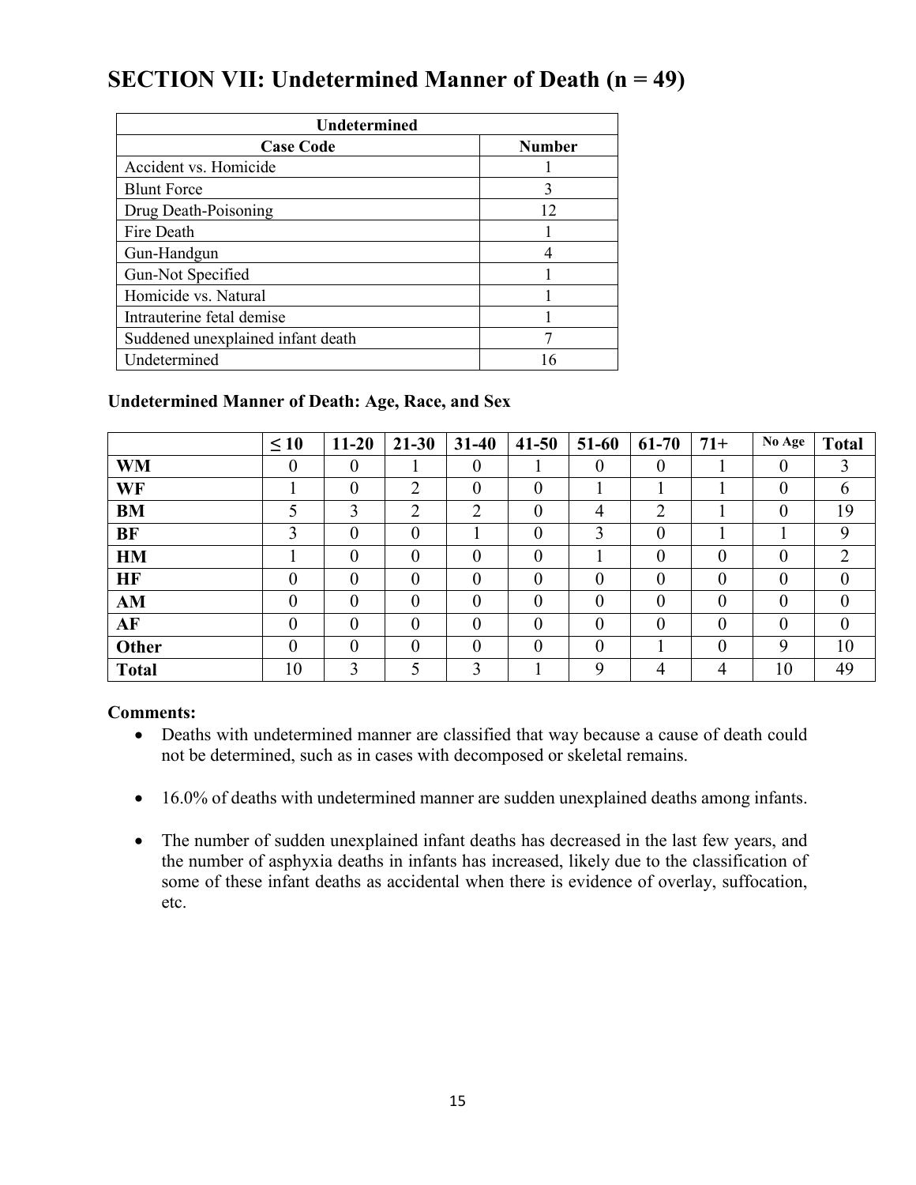# SECTION VII: Undetermined Manner of Death (n = 49)

| Undetermined | |
|---|---|
| **Case Code** | **Number** |
| Accident vs. Homicide | 1 |
| Blunt Force | 3 |
| Drug Death-Poisoning | 12 |
| Fire Death | 1 |
| Gun-Handgun | 4 |
| Gun-Not Specified | 1 |
| Homicide vs. Natural | 1 |
| Intrauterine fetal demise | 1 |
| Suddened unexplained infant death | 7 |
| Undetermined | 16 |

### Undetermined Manner of Death: Age, Race, and Sex

| | ≤ 10 | 11-20 | 21-30 | 31-40 | 41-50 | 51-60 | 61-70 | 71+ | No Age | Total |
|---|---|---|---|---|---|---|---|---|---|---|
| **WM** | 0 | 0 | 1 | 0 | 1 | 0 | 0 | 1 | 0 | 3 |
| **WF** | 1 | 0 | 2 | 0 | 0 | 1 | 1 | 1 | 0 | 6 |
| **BM** | 5 | 3 | 2 | 2 | 0 | 4 | 2 | 1 | 0 | 19 |
| **BF** | 3 | 0 | 0 | 1 | 0 | 3 | 0 | 1 | 1 | 9 |
| **HM** | 1 | 0 | 0 | 0 | 0 | 1 | 0 | 0 | 0 | 2 |
| **HF** | 0 | 0 | 0 | 0 | 0 | 0 | 0 | 0 | 0 | 0 |
| **AM** | 0 | 0 | 0 | 0 | 0 | 0 | 0 | 0 | 0 | 0 |
| **AF** | 0 | 0 | 0 | 0 | 0 | 0 | 0 | 0 | 0 | 0 |
| **Other** | 0 | 0 | 0 | 0 | 0 | 0 | 1 | 0 | 9 | 10 |
| **Total** | 10 | 3 | 5 | 3 | 1 | 9 | 4 | 4 | 10 | 49 |

**Comments:**

- Deaths with undetermined manner are classified that way because a cause of death could not be determined, such as in cases with decomposed or skeletal remains.

- 16.0% of deaths with undetermined manner are sudden unexplained deaths among infants.

- The number of sudden unexplained infant deaths has decreased in the last few years, and the number of asphyxia deaths in infants has increased, likely due to the classification of some of these infant deaths as accidental when there is evidence of overlay, suffocation, etc.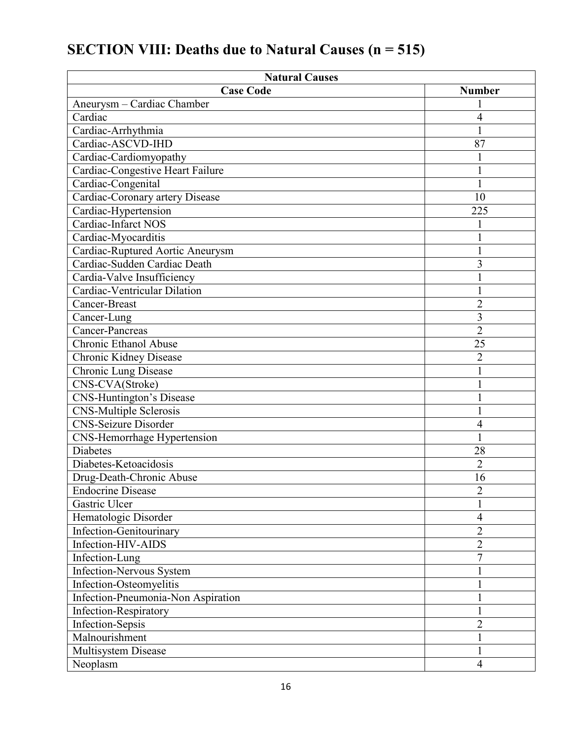# SECTION VIII: Deaths due to Natural Causes (n = 515)

| Natural Causes | |
|---|---|
| **Case Code** | **Number** |
| Aneurysm – Cardiac Chamber | 1 |
| Cardiac | 4 |
| Cardiac-Arrhythmia | 1 |
| Cardiac-ASCVD-IHD | 87 |
| Cardiac-Cardiomyopathy | 1 |
| Cardiac-Congestive Heart Failure | 1 |
| Cardiac-Congenital | 1 |
| Cardiac-Coronary artery Disease | 10 |
| Cardiac-Hypertension | 225 |
| Cardiac-Infarct NOS | 1 |
| Cardiac-Myocarditis | 1 |
| Cardiac-Ruptured Aortic Aneurysm | 1 |
| Cardiac-Sudden Cardiac Death | 3 |
| Cardia-Valve Insufficiency | 1 |
| Cardiac-Ventricular Dilation | 1 |
| Cancer-Breast | 2 |
| Cancer-Lung | 3 |
| Cancer-Pancreas | 2 |
| Chronic Ethanol Abuse | 25 |
| Chronic Kidney Disease | 2 |
| Chronic Lung Disease | 1 |
| CNS-CVA(Stroke) | 1 |
| CNS-Huntington's Disease | 1 |
| CNS-Multiple Sclerosis | 1 |
| CNS-Seizure Disorder | 4 |
| CNS-Hemorrhage Hypertension | 1 |
| Diabetes | 28 |
| Diabetes-Ketoacidosis | 2 |
| Drug-Death-Chronic Abuse | 16 |
| Endocrine Disease | 2 |
| Gastric Ulcer | 1 |
| Hematologic Disorder | 4 |
| Infection-Genitourinary | 2 |
| Infection-HIV-AIDS | 2 |
| Infection-Lung | 7 |
| Infection-Nervous System | 1 |
| Infection-Osteomyelitis | 1 |
| Infection-Pneumonia-Non Aspiration | 1 |
| Infection-Respiratory | 1 |
| Infection-Sepsis | 2 |
| Malnourishment | 1 |
| Multisystem Disease | 1 |
| Neoplasm | 4 |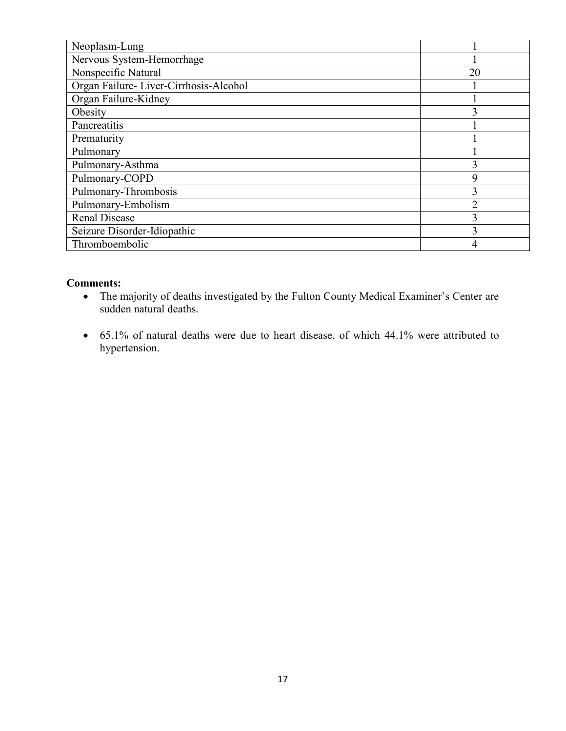| | |
|---|---|
| Neoplasm-Lung | 1 |
| Nervous System-Hemorrhage | 1 |
| Nonspecific Natural | 20 |
| Organ Failure- Liver-Cirrhosis-Alcohol | 1 |
| Organ Failure-Kidney | 1 |
| Obesity | 3 |
| Pancreatitis | 1 |
| Prematurity | 1 |
| Pulmonary | 1 |
| Pulmonary-Asthma | 3 |
| Pulmonary-COPD | 9 |
| Pulmonary-Thrombosis | 3 |
| Pulmonary-Embolism | 2 |
| Renal Disease | 3 |
| Seizure Disorder-Idiopathic | 3 |
| Thromboembolic | 4 |

**Comments:**

- The majority of deaths investigated by the Fulton County Medical Examiner's Center are sudden natural deaths.
- 65.1% of natural deaths were due to heart disease, of which 44.1% were attributed to hypertension.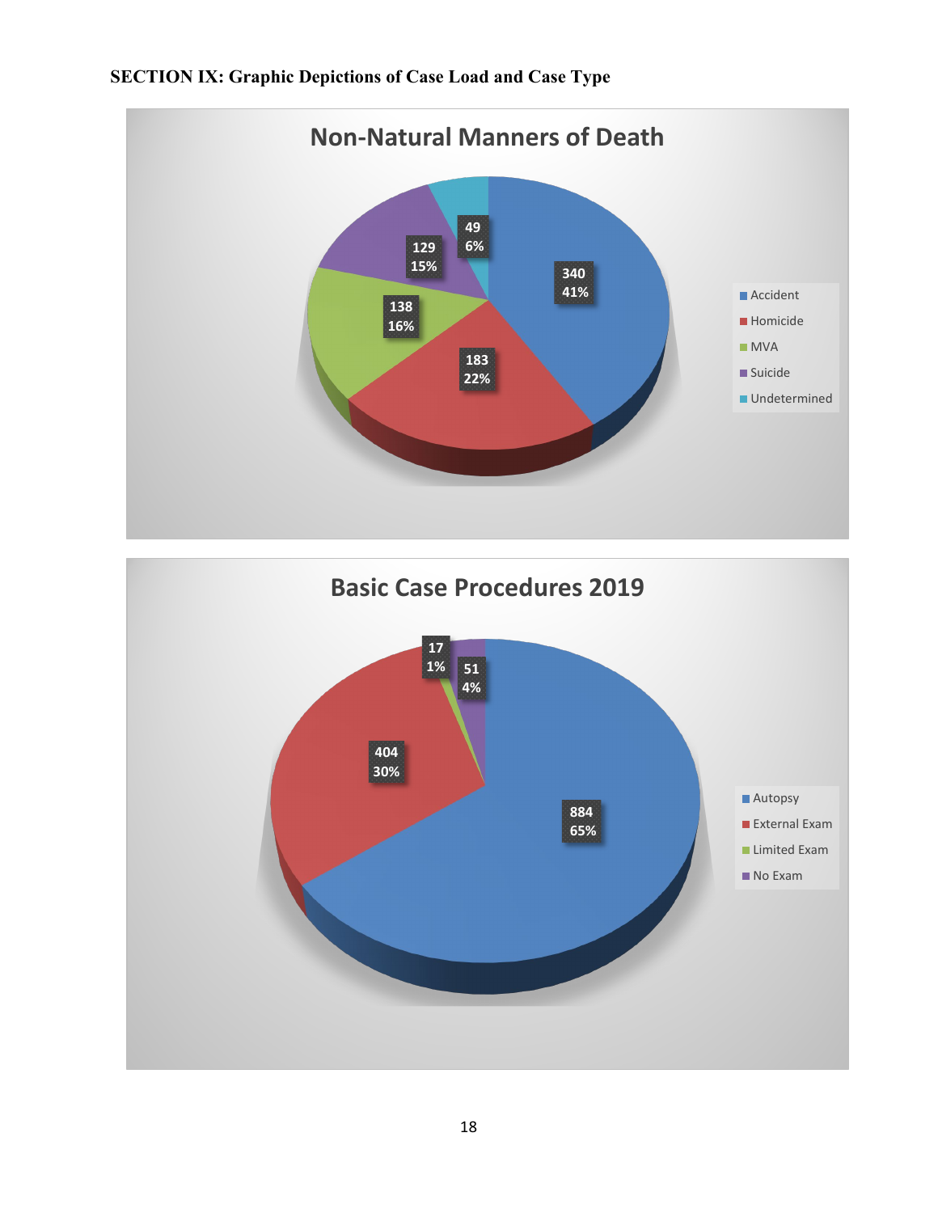**SECTION IX: Graphic Depictions of Case Load and Case Type**

**Non-Natural Manners of Death**

| Manner | Count | Percent |
|---|---|---|
| Accident | 340 | 41% |
| Homicide | 183 | 22% |
| MVA | 138 | 16% |
| Suicide | 129 | 15% |
| Undetermined | 49 | 6% |

**Basic Case Procedures 2019**

| Procedure | Count | Percent |
|---|---|---|
| Autopsy | 884 | 65% |
| External Exam | 404 | 30% |
| Limited Exam | 17 | 1% |
| No Exam | 51 | 4% |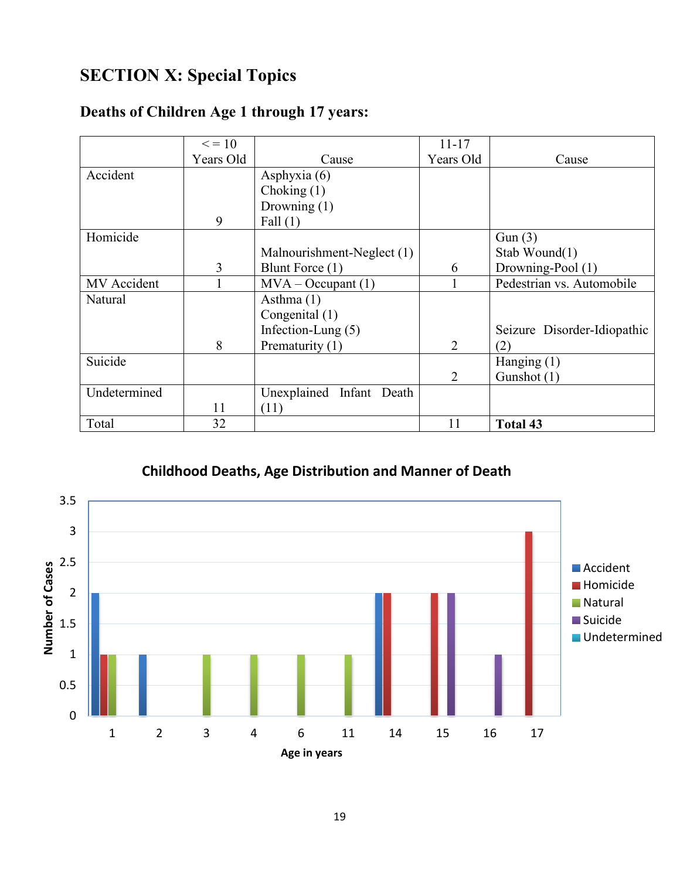# SECTION X: Special Topics

## Deaths of Children Age 1 through 17 years:

| | < = 10 Years Old | Cause | 11-17 Years Old | Cause |
|---|---|---|---|---|
| Accident | 9 | Asphyxia (6)<br>Choking (1)<br>Drowning (1)<br>Fall (1) | | |
| Homicide | 3 | Malnourishment-Neglect (1)<br>Blunt Force (1) | 6 | Gun (3)<br>Stab Wound(1)<br>Drowning-Pool (1) |
| MV Accident | 1 | MVA – Occupant (1) | 1 | Pedestrian vs. Automobile |
| Natural | 8 | Asthma (1)<br>Congenital (1)<br>Infection-Lung (5)<br>Prematurity (1) | 2 | Seizure Disorder-Idiopathic (2) |
| Suicide | | | 2 | Hanging (1)<br>Gunshot (1) |
| Undetermined | 11 | Unexplained Infant Death (11) | | |
| Total | 32 | | 11 | **Total 43** |

**Childhood Deaths, Age Distribution and Manner of Death**

| Age in years | Accident | Homicide | Natural | Suicide | Undetermined |
|---|---|---|---|---|---|
| 1 | 2 | 1 | 1 | | |
| 2 | 1 | | | | |
| 3 | | | 1 | | |
| 4 | | | 1 | | |
| 6 | | | 1 | | |
| 11 | | | 1 | | |
| 14 | 2 | 2 | | | |
| 15 | | 2 | | 2 | |
| 16 | | | | 1 | |
| 17 | | 3 | | | |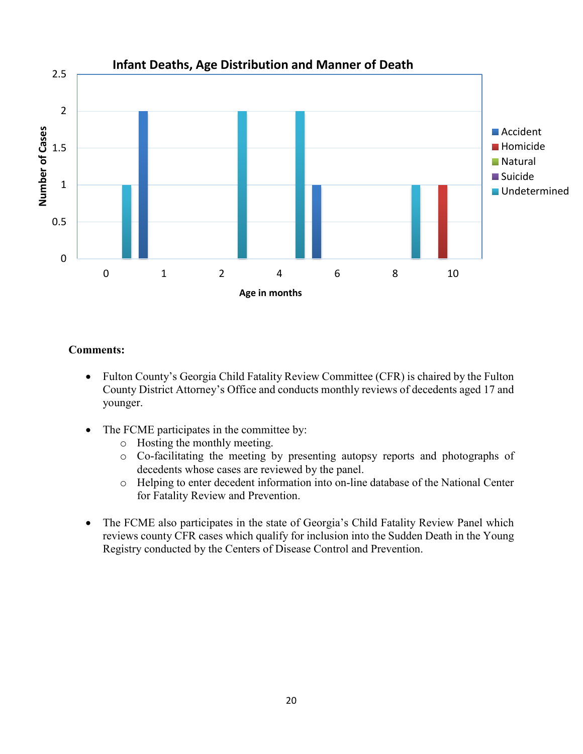**Infant Deaths, Age Distribution and Manner of Death**

| Age in months | Accident | Homicide | Natural | Suicide | Undetermined |
|---|---|---|---|---|---|
| 0 | 2 | | | | 1 |
| 2 | | | | | 2 |
| 4 | 1 | | | | 2 |
| 8 | | 1 | | | 1 |

**Comments:**

- Fulton County's Georgia Child Fatality Review Committee (CFR) is chaired by the Fulton County District Attorney's Office and conducts monthly reviews of decedents aged 17 and younger.

- The FCME participates in the committee by:
  - Hosting the monthly meeting.
  - Co-facilitating the meeting by presenting autopsy reports and photographs of decedents whose cases are reviewed by the panel.
  - Helping to enter decedent information into on-line database of the National Center for Fatality Review and Prevention.

- The FCME also participates in the state of Georgia's Child Fatality Review Panel which reviews county CFR cases which qualify for inclusion into the Sudden Death in the Young Registry conducted by the Centers of Disease Control and Prevention.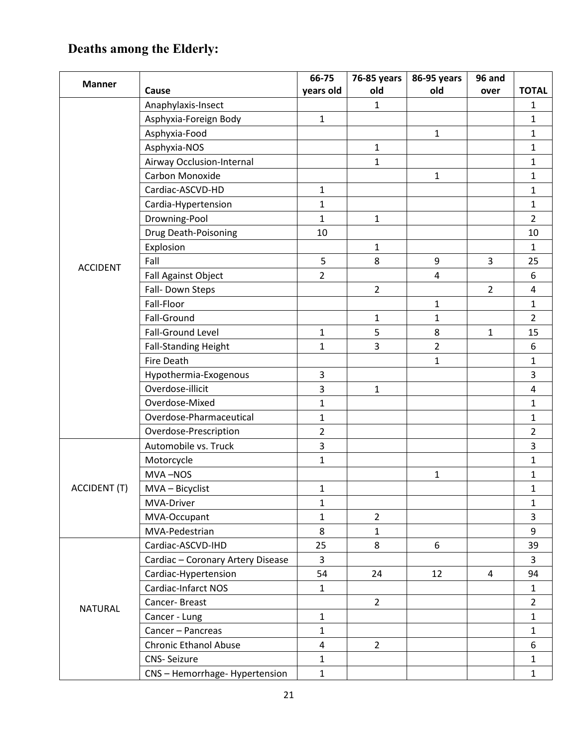## Deaths among the Elderly:

| Manner | Cause | 66-75 years old | 76-85 years old | 86-95 years old | 96 and over | TOTAL |
|---|---|---|---|---|---|---|
| ACCIDENT | Anaphylaxis-Insect | | 1 | | | 1 |
| | Asphyxia-Foreign Body | 1 | | | | 1 |
| | Asphyxia-Food | | | 1 | | 1 |
| | Asphyxia-NOS | | 1 | | | 1 |
| | Airway Occlusion-Internal | | 1 | | | 1 |
| | Carbon Monoxide | | | 1 | | 1 |
| | Cardiac-ASCVD-HD | 1 | | | | 1 |
| | Cardia-Hypertension | 1 | | | | 1 |
| | Drowning-Pool | 1 | 1 | | | 2 |
| | Drug Death-Poisoning | 10 | | | | 10 |
| | Explosion | | 1 | | | 1 |
| | Fall | 5 | 8 | 9 | 3 | 25 |
| | Fall Against Object | 2 | | 4 | | 6 |
| | Fall- Down Steps | | 2 | | 2 | 4 |
| | Fall-Floor | | | 1 | | 1 |
| | Fall-Ground | | 1 | 1 | | 2 |
| | Fall-Ground Level | 1 | 5 | 8 | 1 | 15 |
| | Fall-Standing Height | 1 | 3 | 2 | | 6 |
| | Fire Death | | | 1 | | 1 |
| | Hypothermia-Exogenous | 3 | | | | 3 |
| | Overdose-illicit | 3 | 1 | | | 4 |
| | Overdose-Mixed | 1 | | | | 1 |
| | Overdose-Pharmaceutical | 1 | | | | 1 |
| | Overdose-Prescription | 2 | | | | 2 |
| ACCIDENT (T) | Automobile vs. Truck | 3 | | | | 3 |
| | Motorcycle | 1 | | | | 1 |
| | MVA –NOS | | | 1 | | 1 |
| | MVA – Bicyclist | 1 | | | | 1 |
| | MVA-Driver | 1 | | | | 1 |
| | MVA-Occupant | 1 | 2 | | | 3 |
| | MVA-Pedestrian | 8 | 1 | | | 9 |
| NATURAL | Cardiac-ASCVD-IHD | 25 | 8 | 6 | | 39 |
| | Cardiac – Coronary Artery Disease | 3 | | | | 3 |
| | Cardiac-Hypertension | 54 | 24 | 12 | 4 | 94 |
| | Cardiac-Infarct NOS | 1 | | | | 1 |
| | Cancer- Breast | | 2 | | | 2 |
| | Cancer - Lung | 1 | | | | 1 |
| | Cancer – Pancreas | 1 | | | | 1 |
| | Chronic Ethanol Abuse | 4 | 2 | | | 6 |
| | CNS- Seizure | 1 | | | | 1 |
| | CNS – Hemorrhage- Hypertension | 1 | | | | 1 |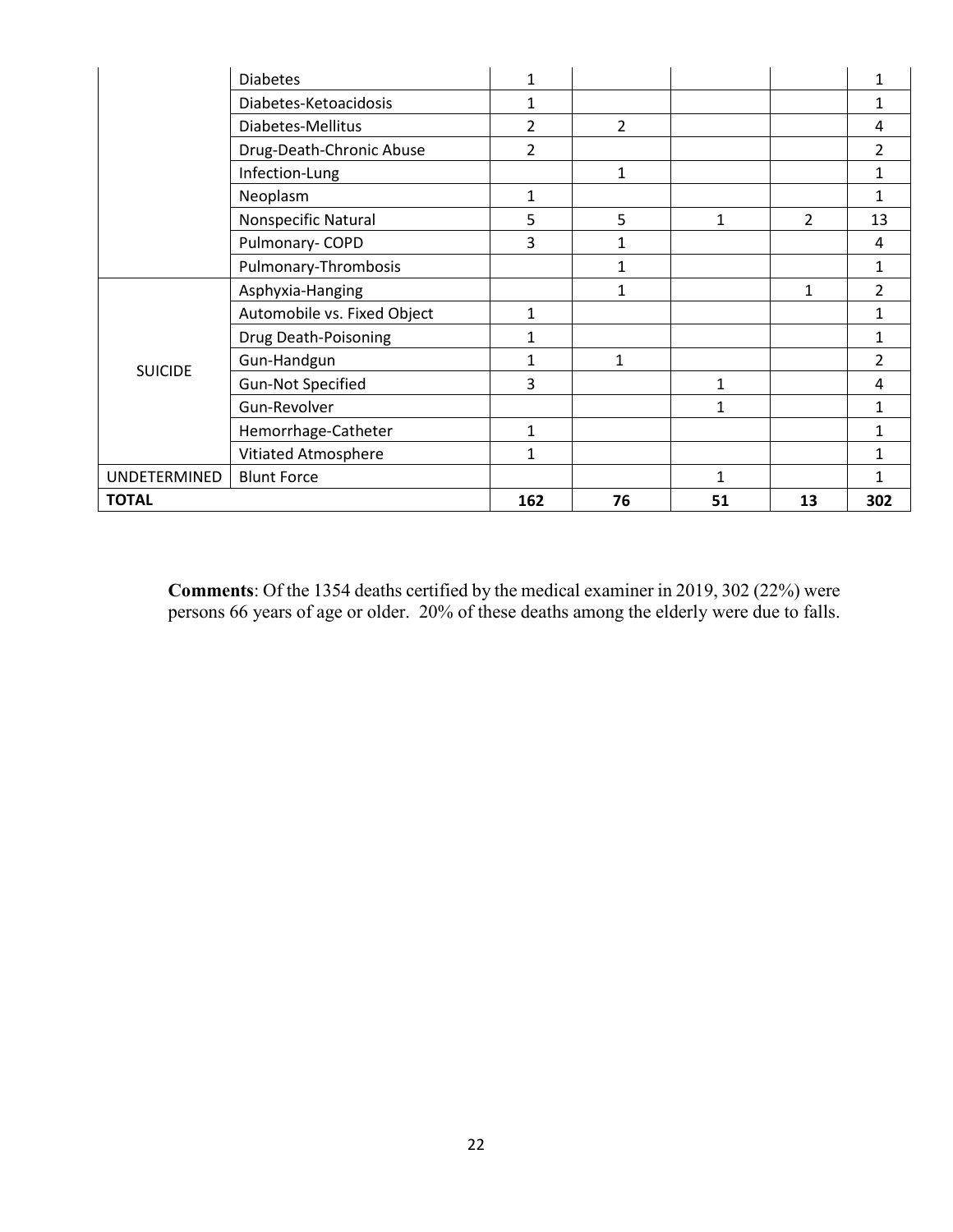| | | | | | | |
|---|---|---|---|---|---|---|
| | Diabetes | 1 | | | | 1 |
| | Diabetes-Ketoacidosis | 1 | | | | 1 |
| | Diabetes-Mellitus | 2 | 2 | | | 4 |
| | Drug-Death-Chronic Abuse | 2 | | | | 2 |
| | Infection-Lung | | 1 | | | 1 |
| | Neoplasm | 1 | | | | 1 |
| | Nonspecific Natural | 5 | 5 | 1 | 2 | 13 |
| | Pulmonary- COPD | 3 | 1 | | | 4 |
| | Pulmonary-Thrombosis | | 1 | | | 1 |
| SUICIDE | Asphyxia-Hanging | | 1 | | 1 | 2 |
| | Automobile vs. Fixed Object | 1 | | | | 1 |
| | Drug Death-Poisoning | 1 | | | | 1 |
| | Gun-Handgun | 1 | 1 | | | 2 |
| | Gun-Not Specified | 3 | | 1 | | 4 |
| | Gun-Revolver | | | 1 | | 1 |
| | Hemorrhage-Catheter | 1 | | | | 1 |
| | Vitiated Atmosphere | 1 | | | | 1 |
| UNDETERMINED | Blunt Force | | | 1 | | 1 |
| **TOTAL** | | **162** | **76** | **51** | **13** | **302** |

**Comments**: Of the 1354 deaths certified by the medical examiner in 2019, 302 (22%) were persons 66 years of age or older. 20% of these deaths among the elderly were due to falls.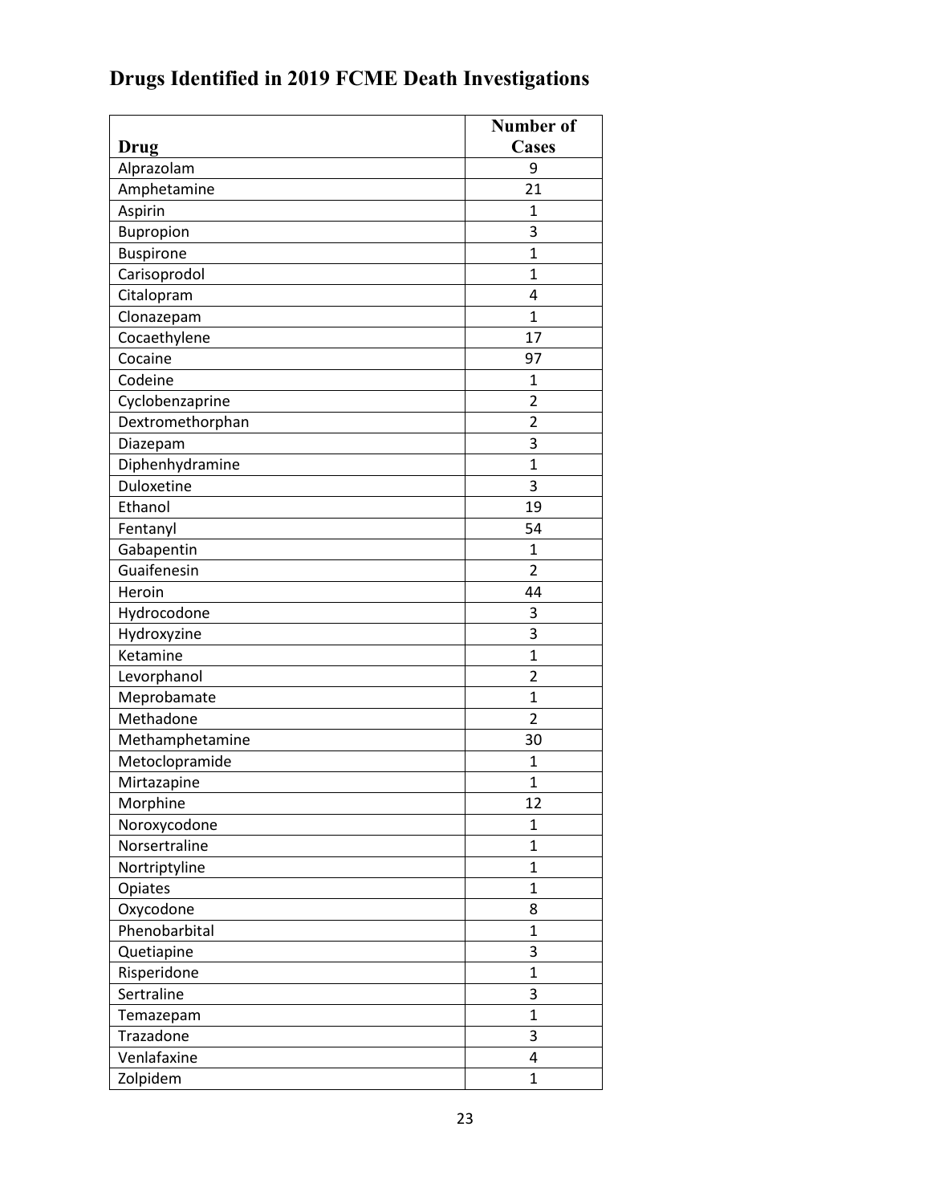## Drugs Identified in 2019 FCME Death Investigations

| Drug | Number of Cases |
|---|---|
| Alprazolam | 9 |
| Amphetamine | 21 |
| Aspirin | 1 |
| Bupropion | 3 |
| Buspirone | 1 |
| Carisoprodol | 1 |
| Citalopram | 4 |
| Clonazepam | 1 |
| Cocaethylene | 17 |
| Cocaine | 97 |
| Codeine | 1 |
| Cyclobenzaprine | 2 |
| Dextromethorphan | 2 |
| Diazepam | 3 |
| Diphenhydramine | 1 |
| Duloxetine | 3 |
| Ethanol | 19 |
| Fentanyl | 54 |
| Gabapentin | 1 |
| Guaifenesin | 2 |
| Heroin | 44 |
| Hydrocodone | 3 |
| Hydroxyzine | 3 |
| Ketamine | 1 |
| Levorphanol | 2 |
| Meprobamate | 1 |
| Methadone | 2 |
| Methamphetamine | 30 |
| Metoclopramide | 1 |
| Mirtazapine | 1 |
| Morphine | 12 |
| Noroxycodone | 1 |
| Norsertraline | 1 |
| Nortriptyline | 1 |
| Opiates | 1 |
| Oxycodone | 8 |
| Phenobarbital | 1 |
| Quetiapine | 3 |
| Risperidone | 1 |
| Sertraline | 3 |
| Temazepam | 1 |
| Trazadone | 3 |
| Venlafaxine | 4 |
| Zolpidem | 1 |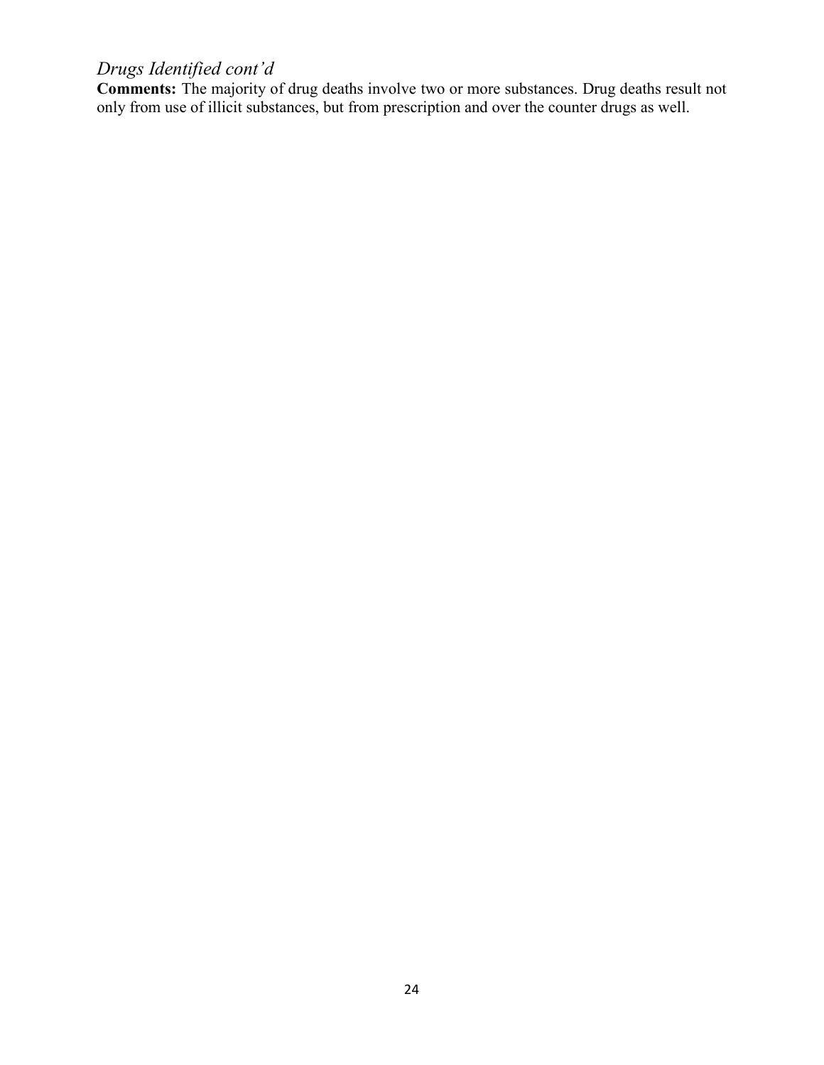## *Drugs Identified cont'd*

**Comments:** The majority of drug deaths involve two or more substances. Drug deaths result not only from use of illicit substances, but from prescription and over the counter drugs as well.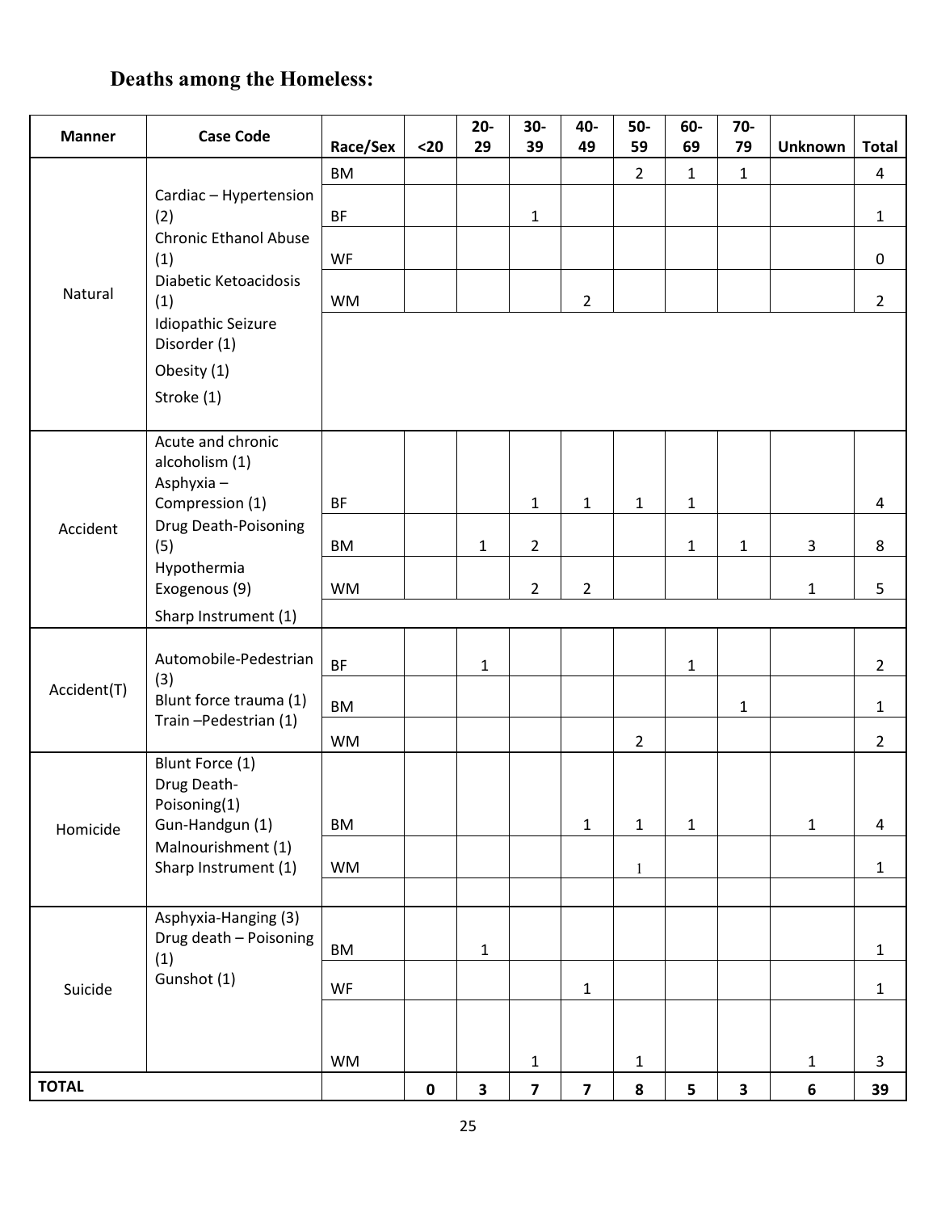## Deaths among the Homeless:

| Manner | Case Code | Race/Sex | <20 | 20-29 | 30-39 | 40-49 | 50-59 | 60-69 | 70-79 | Unknown | Total |
|---|---|---|---|---|---|---|---|---|---|---|---|
| Natural | Cardiac – Hypertension (2)<br>Chronic Ethanol Abuse (1)<br>Diabetic Ketoacidosis (1)<br>Idiopathic Seizure Disorder (1)<br>Obesity (1)<br>Stroke (1) | BM | | | | | 2 | 1 | 1 | | 4 |
| | | BF | | | 1 | | | | | | 1 |
| | | WF | | | | | | | | | 0 |
| | | WM | | | | 2 | | | | | 2 |
| Accident | Acute and chronic alcoholism (1)<br>Asphyxia – Compression (1)<br>Drug Death-Poisoning (5)<br>Hypothermia Exogenous (9)<br>Sharp Instrument (1) | BF | | | 1 | 1 | 1 | 1 | | | 4 |
| | | BM | | 1 | 2 | | | 1 | 1 | 3 | 8 |
| | | WM | | | 2 | 2 | | | | 1 | 5 |
| Accident(T) | Automobile-Pedestrian (3)<br>Blunt force trauma (1)<br>Train –Pedestrian (1) | BF | | 1 | | | | 1 | | | 2 |
| | | BM | | | | | | | 1 | | 1 |
| | | WM | | | | | 2 | | | | 2 |
| Homicide | Blunt Force (1)<br>Drug Death-Poisoning(1)<br>Gun-Handgun (1)<br>Malnourishment (1)<br>Sharp Instrument (1) | BM | | | | 1 | 1 | 1 | | 1 | 4 |
| | | WM | | | | | 1 | | | | 1 |
| | | | | | | | | | | | |
| Suicide | Asphyxia-Hanging (3)<br>Drug death – Poisoning (1)<br>Gunshot (1) | BM | | 1 | | | | | | | 1 |
| | | WF | | | | 1 | | | | | 1 |
| | | WM | | | 1 | | 1 | | | 1 | 3 |
| **TOTAL** | | | **0** | **3** | **7** | **7** | **8** | **5** | **3** | **6** | **39** |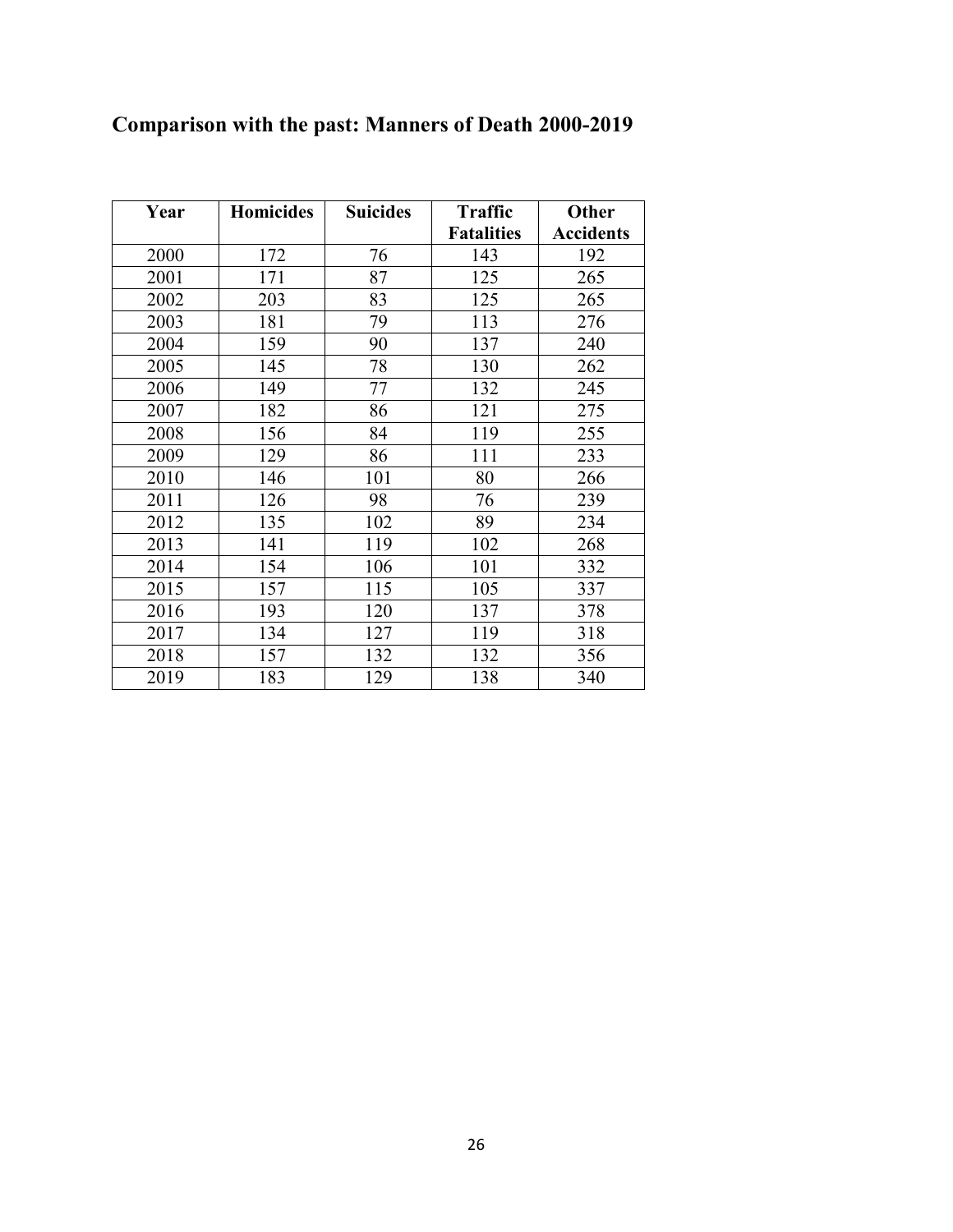## Comparison with the past: Manners of Death 2000-2019

| Year | Homicides | Suicides | Traffic Fatalities | Other Accidents |
|---|---|---|---|---|
| 2000 | 172 | 76 | 143 | 192 |
| 2001 | 171 | 87 | 125 | 265 |
| 2002 | 203 | 83 | 125 | 265 |
| 2003 | 181 | 79 | 113 | 276 |
| 2004 | 159 | 90 | 137 | 240 |
| 2005 | 145 | 78 | 130 | 262 |
| 2006 | 149 | 77 | 132 | 245 |
| 2007 | 182 | 86 | 121 | 275 |
| 2008 | 156 | 84 | 119 | 255 |
| 2009 | 129 | 86 | 111 | 233 |
| 2010 | 146 | 101 | 80 | 266 |
| 2011 | 126 | 98 | 76 | 239 |
| 2012 | 135 | 102 | 89 | 234 |
| 2013 | 141 | 119 | 102 | 268 |
| 2014 | 154 | 106 | 101 | 332 |
| 2015 | 157 | 115 | 105 | 337 |
| 2016 | 193 | 120 | 137 | 378 |
| 2017 | 134 | 127 | 119 | 318 |
| 2018 | 157 | 132 | 132 | 356 |
| 2019 | 183 | 129 | 138 | 340 |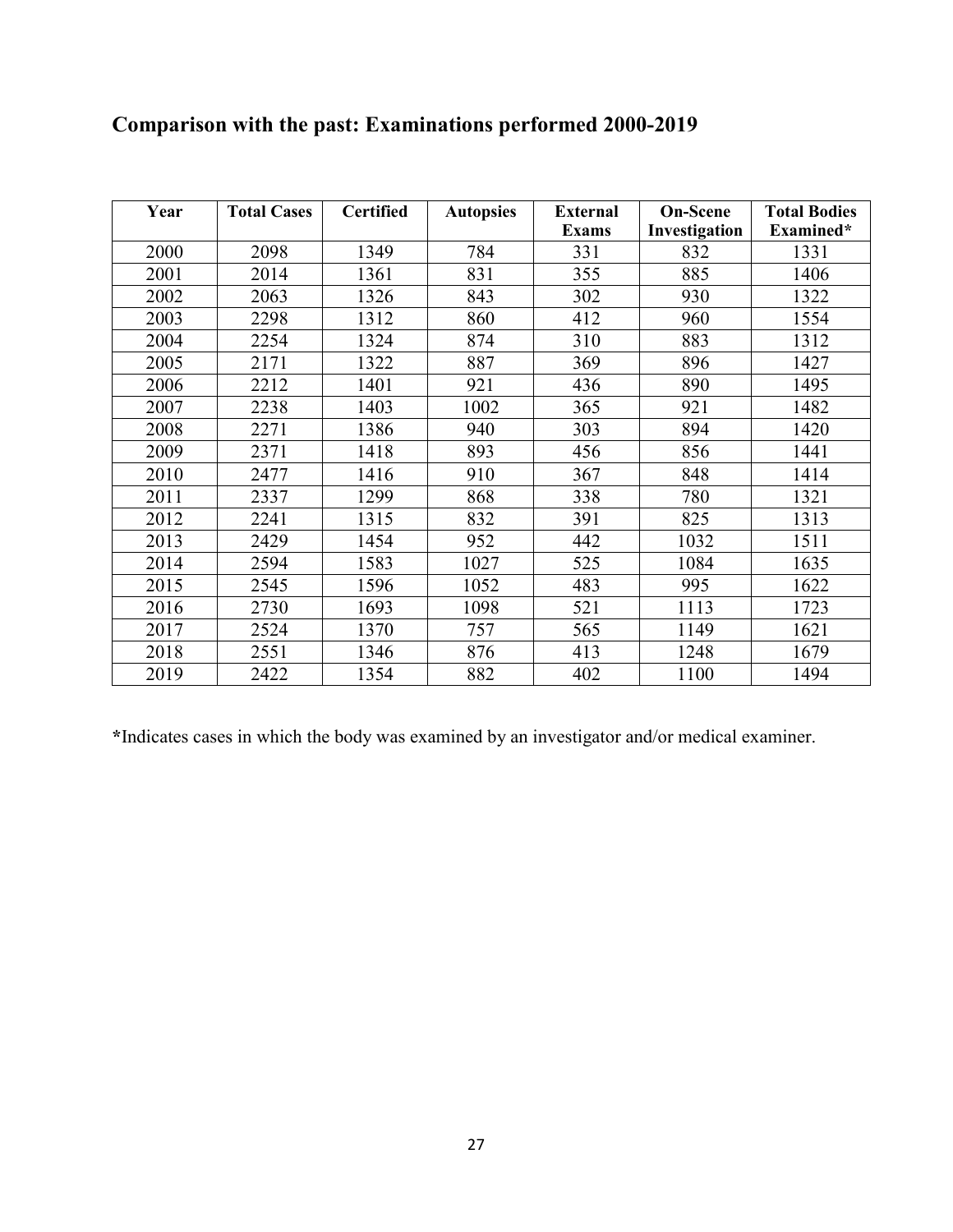## Comparison with the past: Examinations performed 2000-2019

| Year | Total Cases | Certified | Autopsies | External Exams | On-Scene Investigation | Total Bodies Examined* |
|---|---|---|---|---|---|---|
| 2000 | 2098 | 1349 | 784 | 331 | 832 | 1331 |
| 2001 | 2014 | 1361 | 831 | 355 | 885 | 1406 |
| 2002 | 2063 | 1326 | 843 | 302 | 930 | 1322 |
| 2003 | 2298 | 1312 | 860 | 412 | 960 | 1554 |
| 2004 | 2254 | 1324 | 874 | 310 | 883 | 1312 |
| 2005 | 2171 | 1322 | 887 | 369 | 896 | 1427 |
| 2006 | 2212 | 1401 | 921 | 436 | 890 | 1495 |
| 2007 | 2238 | 1403 | 1002 | 365 | 921 | 1482 |
| 2008 | 2271 | 1386 | 940 | 303 | 894 | 1420 |
| 2009 | 2371 | 1418 | 893 | 456 | 856 | 1441 |
| 2010 | 2477 | 1416 | 910 | 367 | 848 | 1414 |
| 2011 | 2337 | 1299 | 868 | 338 | 780 | 1321 |
| 2012 | 2241 | 1315 | 832 | 391 | 825 | 1313 |
| 2013 | 2429 | 1454 | 952 | 442 | 1032 | 1511 |
| 2014 | 2594 | 1583 | 1027 | 525 | 1084 | 1635 |
| 2015 | 2545 | 1596 | 1052 | 483 | 995 | 1622 |
| 2016 | 2730 | 1693 | 1098 | 521 | 1113 | 1723 |
| 2017 | 2524 | 1370 | 757 | 565 | 1149 | 1621 |
| 2018 | 2551 | 1346 | 876 | 413 | 1248 | 1679 |
| 2019 | 2422 | 1354 | 882 | 402 | 1100 | 1494 |

*Indicates cases in which the body was examined by an investigator and/or medical examiner.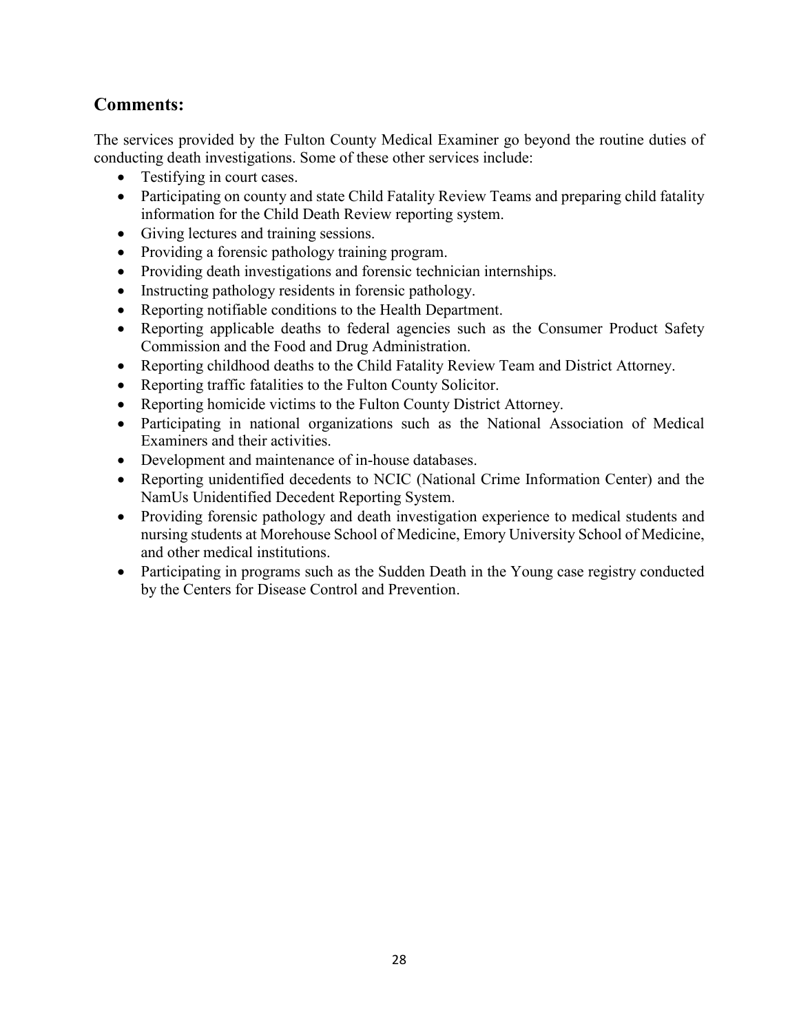## Comments:

The services provided by the Fulton County Medical Examiner go beyond the routine duties of conducting death investigations. Some of these other services include:

- Testifying in court cases.
- Participating on county and state Child Fatality Review Teams and preparing child fatality information for the Child Death Review reporting system.
- Giving lectures and training sessions.
- Providing a forensic pathology training program.
- Providing death investigations and forensic technician internships.
- Instructing pathology residents in forensic pathology.
- Reporting notifiable conditions to the Health Department.
- Reporting applicable deaths to federal agencies such as the Consumer Product Safety Commission and the Food and Drug Administration.
- Reporting childhood deaths to the Child Fatality Review Team and District Attorney.
- Reporting traffic fatalities to the Fulton County Solicitor.
- Reporting homicide victims to the Fulton County District Attorney.
- Participating in national organizations such as the National Association of Medical Examiners and their activities.
- Development and maintenance of in-house databases.
- Reporting unidentified decedents to NCIC (National Crime Information Center) and the NamUs Unidentified Decedent Reporting System.
- Providing forensic pathology and death investigation experience to medical students and nursing students at Morehouse School of Medicine, Emory University School of Medicine, and other medical institutions.
- Participating in programs such as the Sudden Death in the Young case registry conducted by the Centers for Disease Control and Prevention.